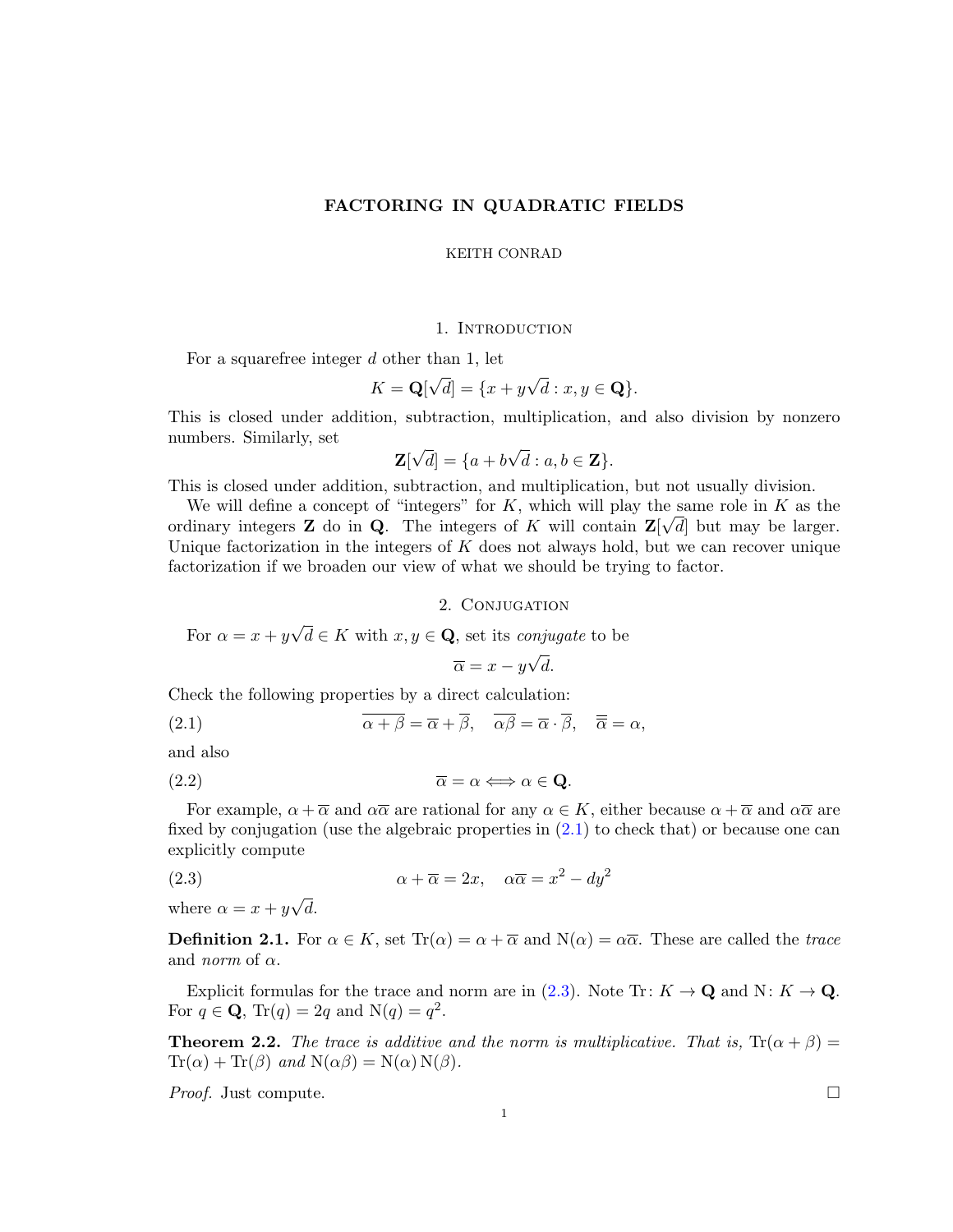# FACTORING IN QUADRATIC FIELDS

KEITH CONRAD

## 1. Introduction

For a squarefree integer $d$ other than 1, let

$$K = \mathbf{Q}[\sqrt{d}] = \{x + y\sqrt{d} : x, y \in \mathbf{Q}\}.$$

This is closed under addition, subtraction, multiplication, and also division by nonzero numbers. Similarly, set

$$\mathbf{Z}[\sqrt{d}] = \{a + b\sqrt{d} : a, b \in \mathbf{Z}\}.$$

This is closed under addition, subtraction, and multiplication, but not usually division.

We will define a concept of "integers" for $K$, which will play the same role in $K$ as the ordinary integers $\mathbf{Z}$ do in $\mathbf{Q}$. The integers of $K$ will contain $\mathbf{Z}[\sqrt{d}]$ but may be larger. Unique factorization in the integers of $K$ does not always hold, but we can recover unique factorization if we broaden our view of what we should be trying to factor.

## 2. Conjugation

For $\alpha = x + y\sqrt{d} \in K$ with $x, y \in \mathbf{Q}$, set its *conjugate* to be

$$\overline{\alpha} = x - y\sqrt{d}.$$

Check the following properties by a direct calculation:

$$\overline{\alpha + \beta} = \overline{\alpha} + \overline{\beta}, \quad \overline{\alpha\beta} = \overline{\alpha} \cdot \overline{\beta}, \quad \overline{\overline{\alpha}} = \alpha, \tag{2.1}$$

and also

$$\overline{\alpha} = \alpha \Longleftrightarrow \alpha \in \mathbf{Q}. \tag{2.2}$$

For example, $\alpha + \overline{\alpha}$ and $\alpha\overline{\alpha}$ are rational for any $\alpha \in K$, either because $\alpha + \overline{\alpha}$ and $\alpha\overline{\alpha}$ are fixed by conjugation (use the algebraic properties in (2.1) to check that) or because one can explicitly compute

$$\alpha + \overline{\alpha} = 2x, \quad \alpha\overline{\alpha} = x^2 - dy^2 \tag{2.3}$$

where $\alpha = x + y\sqrt{d}$.

**Definition 2.1.** For $\alpha \in K$, set $\mathrm{Tr}(\alpha) = \alpha + \overline{\alpha}$ and $\mathrm{N}(\alpha) = \alpha\overline{\alpha}$. These are called the *trace* and *norm* of $\alpha$.

Explicit formulas for the trace and norm are in (2.3). Note $\mathrm{Tr}\colon K \to \mathbf{Q}$ and $\mathrm{N}\colon K \to \mathbf{Q}$. For $q \in \mathbf{Q}$, $\mathrm{Tr}(q) = 2q$ and $\mathrm{N}(q) = q^2$.

**Theorem 2.2.** *The trace is additive and the norm is multiplicative. That is,* $\mathrm{Tr}(\alpha + \beta) = \mathrm{Tr}(\alpha) + \mathrm{Tr}(\beta)$ *and* $\mathrm{N}(\alpha\beta) = \mathrm{N}(\alpha)\,\mathrm{N}(\beta)$.

*Proof.* Just compute. □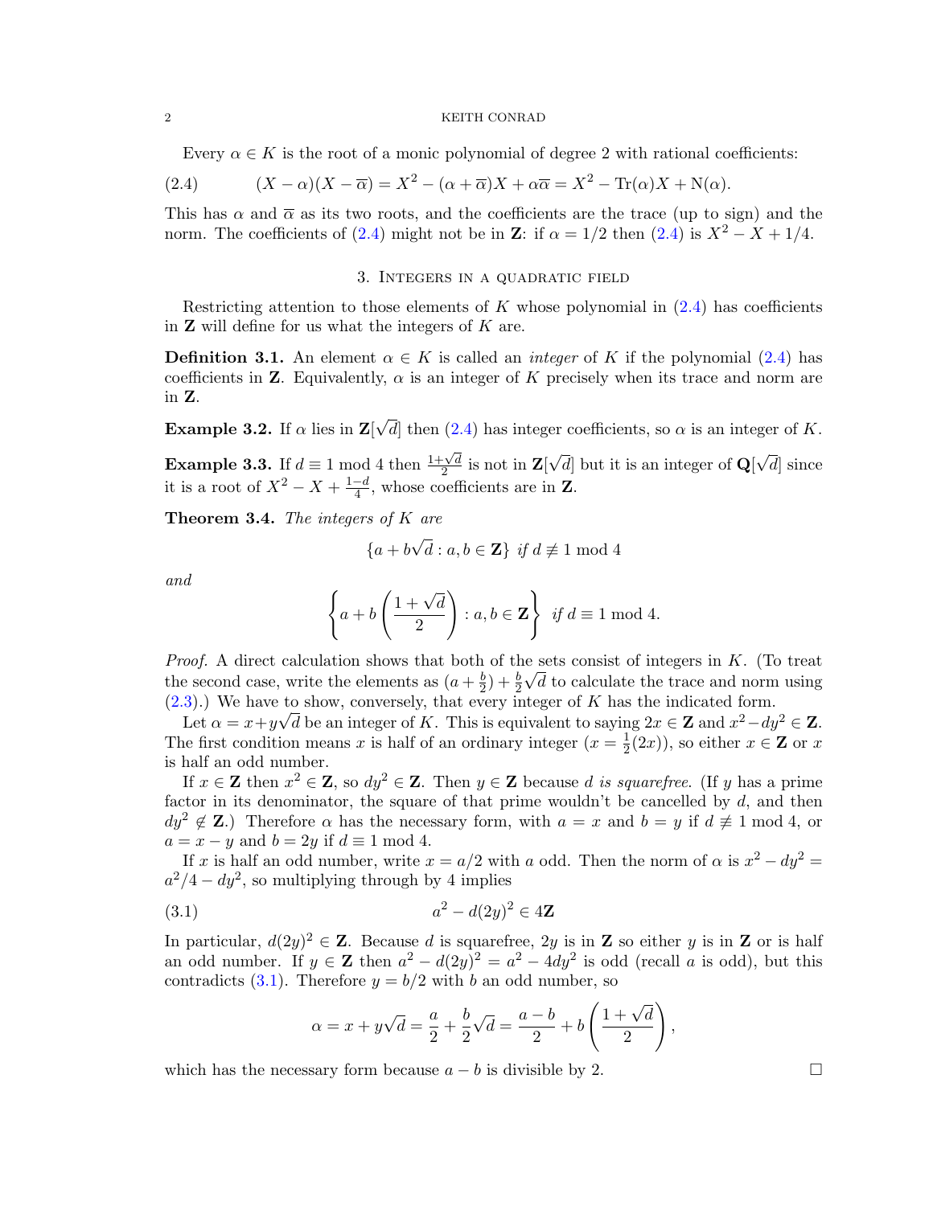Every $\alpha \in K$ is the root of a monic polynomial of degree 2 with rational coefficients:

$$(2.4) \qquad (X - \alpha)(X - \overline{\alpha}) = X^2 - (\alpha + \overline{\alpha})X + \alpha\overline{\alpha} = X^2 - \operatorname{Tr}(\alpha)X + \operatorname{N}(\alpha).$$

This has $\alpha$ and $\overline{\alpha}$ as its two roots, and the coefficients are the trace (up to sign) and the norm. The coefficients of (2.4) might not be in $\mathbf{Z}$: if $\alpha = 1/2$ then (2.4) is $X^2 - X + 1/4$.

## 3. Integers in a quadratic field

Restricting attention to those elements of $K$ whose polynomial in (2.4) has coefficients in $\mathbf{Z}$ will define for us what the integers of $K$ are.

**Definition 3.1.** An element $\alpha \in K$ is called an *integer* of $K$ if the polynomial (2.4) has coefficients in $\mathbf{Z}$. Equivalently, $\alpha$ is an integer of $K$ precisely when its trace and norm are in $\mathbf{Z}$.

**Example 3.2.** If $\alpha$ lies in $\mathbf{Z}[\sqrt{d}]$ then (2.4) has integer coefficients, so $\alpha$ is an integer of $K$.

**Example 3.3.** If $d \equiv 1 \bmod 4$ then $\frac{1+\sqrt{d}}{2}$ is not in $\mathbf{Z}[\sqrt{d}]$ but it is an integer of $\mathbf{Q}[\sqrt{d}]$ since it is a root of $X^2 - X + \frac{1-d}{4}$, whose coefficients are in $\mathbf{Z}$.

**Theorem 3.4.** *The integers of $K$ are*

$$\{a + b\sqrt{d} : a, b \in \mathbf{Z}\} \text{ if } d \not\equiv 1 \bmod 4$$

*and*

$$\left\{a + b\left(\frac{1+\sqrt{d}}{2}\right) : a, b \in \mathbf{Z}\right\} \text{ if } d \equiv 1 \bmod 4.$$

*Proof.* A direct calculation shows that both of the sets consist of integers in $K$. (To treat the second case, write the elements as $(a + \frac{b}{2}) + \frac{b}{2}\sqrt{d}$ to calculate the trace and norm using (2.3).) We have to show, conversely, that every integer of $K$ has the indicated form.

Let $\alpha = x + y\sqrt{d}$ be an integer of $K$. This is equivalent to saying $2x \in \mathbf{Z}$ and $x^2 - dy^2 \in \mathbf{Z}$. The first condition means $x$ is half of an ordinary integer ($x = \frac{1}{2}(2x)$), so either $x \in \mathbf{Z}$ or $x$ is half an odd number.

If $x \in \mathbf{Z}$ then $x^2 \in \mathbf{Z}$, so $dy^2 \in \mathbf{Z}$. Then $y \in \mathbf{Z}$ because *$d$ is squarefree*. (If $y$ has a prime factor in its denominator, the square of that prime wouldn't be cancelled by $d$, and then $dy^2 \notin \mathbf{Z}$.) Therefore $\alpha$ has the necessary form, with $a = x$ and $b = y$ if $d \not\equiv 1 \bmod 4$, or $a = x - y$ and $b = 2y$ if $d \equiv 1 \bmod 4$.

If $x$ is half an odd number, write $x = a/2$ with $a$ odd. Then the norm of $\alpha$ is $x^2 - dy^2 = a^2/4 - dy^2$, so multiplying through by 4 implies

$$(3.1) \qquad a^2 - d(2y)^2 \in 4\mathbf{Z}$$

In particular, $d(2y)^2 \in \mathbf{Z}$. Because $d$ is squarefree, $2y$ is in $\mathbf{Z}$ so either $y$ is in $\mathbf{Z}$ or is half an odd number. If $y \in \mathbf{Z}$ then $a^2 - d(2y)^2 = a^2 - 4dy^2$ is odd (recall $a$ is odd), but this contradicts (3.1). Therefore $y = b/2$ with $b$ an odd number, so

$$\alpha = x + y\sqrt{d} = \frac{a}{2} + \frac{b}{2}\sqrt{d} = \frac{a-b}{2} + b\left(\frac{1+\sqrt{d}}{2}\right),$$

which has the necessary form because $a - b$ is divisible by 2. $\square$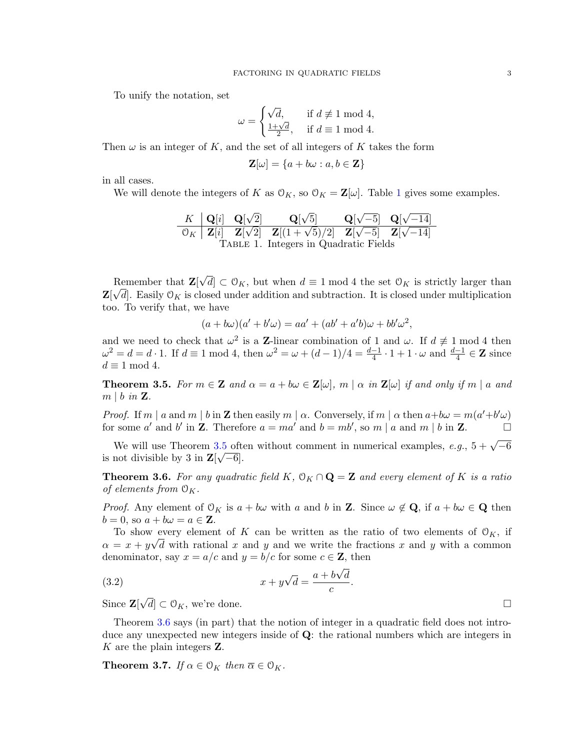To unify the notation, set

$$\omega = \begin{cases} \sqrt{d}, & \text{if } d \not\equiv 1 \bmod 4, \\ \frac{1+\sqrt{d}}{2}, & \text{if } d \equiv 1 \bmod 4. \end{cases}$$

Then $\omega$ is an integer of $K$, and the set of all integers of $K$ takes the form

$$\mathbf{Z}[\omega] = \{a + b\omega : a, b \in \mathbf{Z}\}$$

in all cases.

We will denote the integers of $K$ as $\mathcal{O}_K$, so $\mathcal{O}_K = \mathbf{Z}[\omega]$. Table 1 gives some examples.

| $K$ | $\mathbf{Q}[i]$ | $\mathbf{Q}[\sqrt{2}]$ | $\mathbf{Q}[\sqrt{5}]$ | $\mathbf{Q}[\sqrt{-5}]$ | $\mathbf{Q}[\sqrt{-14}]$ |
|---|---|---|---|---|---|
| $\mathcal{O}_K$ | $\mathbf{Z}[i]$ | $\mathbf{Z}[\sqrt{2}]$ | $\mathbf{Z}[(1+\sqrt{5})/2]$ | $\mathbf{Z}[\sqrt{-5}]$ | $\mathbf{Z}[\sqrt{-14}]$ |

Table 1. Integers in Quadratic Fields

Remember that $\mathbf{Z}[\sqrt{d}] \subset \mathcal{O}_K$, but when $d \equiv 1 \bmod 4$ the set $\mathcal{O}_K$ is strictly larger than $\mathbf{Z}[\sqrt{d}]$. Easily $\mathcal{O}_K$ is closed under addition and subtraction. It is closed under multiplication too. To verify that, we have

$$(a + b\omega)(a' + b'\omega) = aa' + (ab' + a'b)\omega + bb'\omega^2,$$

and we need to check that $\omega^2$ is a $\mathbf{Z}$-linear combination of 1 and $\omega$. If $d \not\equiv 1 \bmod 4$ then $\omega^2 = d = d \cdot 1$. If $d \equiv 1 \bmod 4$, then $\omega^2 = \omega + (d-1)/4 = \frac{d-1}{4} \cdot 1 + 1 \cdot \omega$ and $\frac{d-1}{4} \in \mathbf{Z}$ since $d \equiv 1 \bmod 4$.

**Theorem 3.5.** *For $m \in \mathbf{Z}$ and $\alpha = a + b\omega \in \mathbf{Z}[\omega]$, $m \mid \alpha$ in $\mathbf{Z}[\omega]$ if and only if $m \mid a$ and $m \mid b$ in $\mathbf{Z}$.*

*Proof.* If $m \mid a$ and $m \mid b$ in $\mathbf{Z}$ then easily $m \mid \alpha$. Conversely, if $m \mid \alpha$ then $a + b\omega = m(a' + b'\omega)$ for some $a'$ and $b'$ in $\mathbf{Z}$. Therefore $a = ma'$ and $b = mb'$, so $m \mid a$ and $m \mid b$ in $\mathbf{Z}$. □

We will use Theorem 3.5 often without comment in numerical examples, *e.g.*, $5 + \sqrt{-6}$ is not divisible by 3 in $\mathbf{Z}[\sqrt{-6}]$.

**Theorem 3.6.** *For any quadratic field $K$, $\mathcal{O}_K \cap \mathbf{Q} = \mathbf{Z}$ and every element of $K$ is a ratio of elements from $\mathcal{O}_K$.*

*Proof.* Any element of $\mathcal{O}_K$ is $a + b\omega$ with $a$ and $b$ in $\mathbf{Z}$. Since $\omega \notin \mathbf{Q}$, if $a + b\omega \in \mathbf{Q}$ then $b = 0$, so $a + b\omega = a \in \mathbf{Z}$.

To show every element of $K$ can be written as the ratio of two elements of $\mathcal{O}_K$, if $\alpha = x + y\sqrt{d}$ with rational $x$ and $y$ and we write the fractions $x$ and $y$ with a common denominator, say $x = a/c$ and $y = b/c$ for some $c \in \mathbf{Z}$, then

$$x + y\sqrt{d} = \frac{a + b\sqrt{d}}{c}. \tag{3.2}$$

Since $\mathbf{Z}[\sqrt{d}] \subset \mathcal{O}_K$, we're done. □

Theorem 3.6 says (in part) that the notion of integer in a quadratic field does not introduce any unexpected new integers inside of $\mathbf{Q}$: the rational numbers which are integers in $K$ are the plain integers $\mathbf{Z}$.

**Theorem 3.7.** *If $\alpha \in \mathcal{O}_K$ then $\overline{\alpha} \in \mathcal{O}_K$.*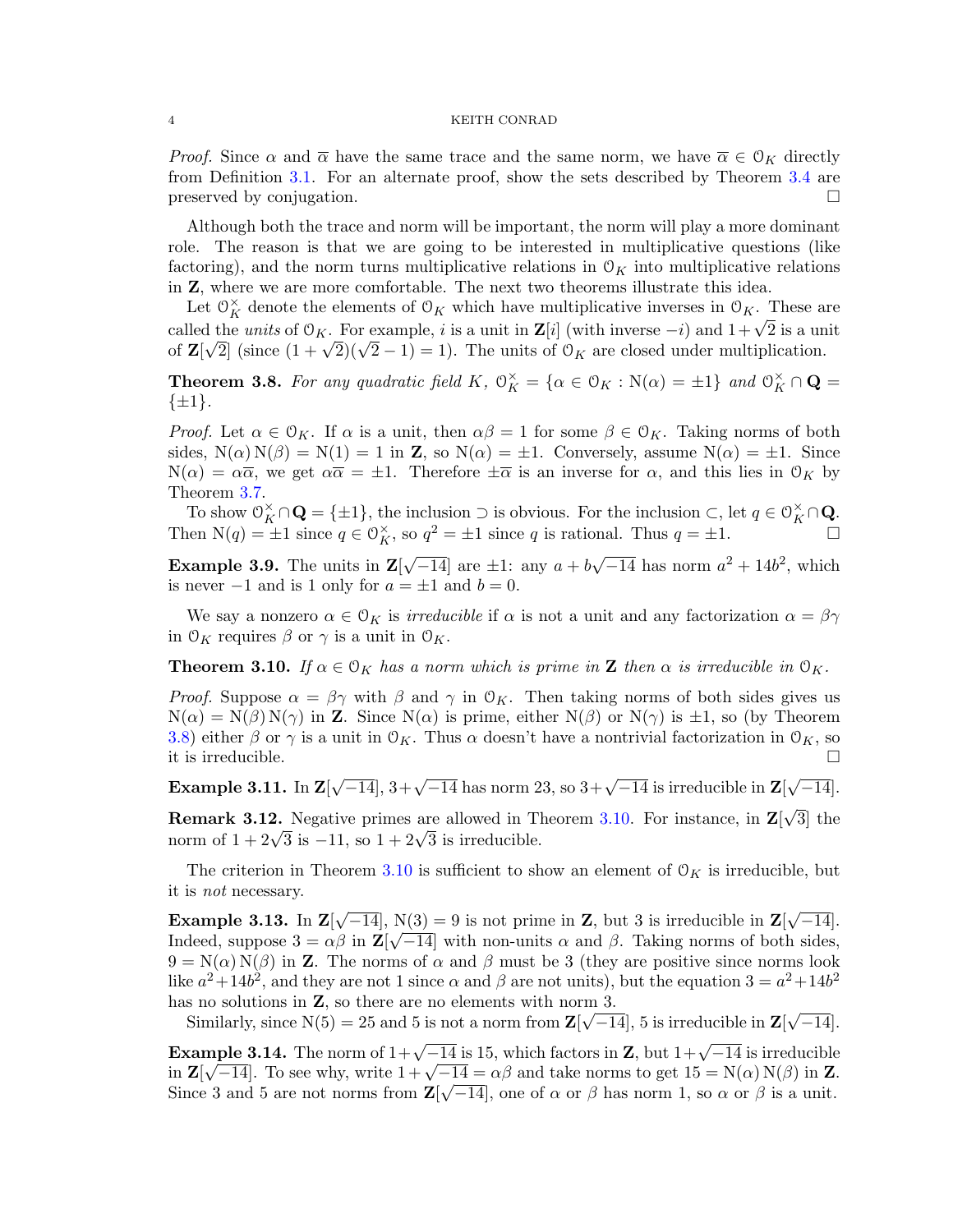*Proof.* Since $\alpha$ and $\overline{\alpha}$ have the same trace and the same norm, we have $\overline{\alpha} \in \mathcal{O}_K$ directly from Definition 3.1. For an alternate proof, show the sets described by Theorem 3.4 are preserved by conjugation. $\square$

Although both the trace and norm will be important, the norm will play a more dominant role. The reason is that we are going to be interested in multiplicative questions (like factoring), and the norm turns multiplicative relations in $\mathcal{O}_K$ into multiplicative relations in $\mathbf{Z}$, where we are more comfortable. The next two theorems illustrate this idea.

Let $\mathcal{O}_K^\times$ denote the elements of $\mathcal{O}_K$ which have multiplicative inverses in $\mathcal{O}_K$. These are called the *units* of $\mathcal{O}_K$. For example, $i$ is a unit in $\mathbf{Z}[i]$ (with inverse $-i$) and $1+\sqrt{2}$ is a unit of $\mathbf{Z}[\sqrt{2}]$ (since $(1+\sqrt{2})(\sqrt{2}-1) = 1$). The units of $\mathcal{O}_K$ are closed under multiplication.

**Theorem 3.8.** *For any quadratic field $K$, $\mathcal{O}_K^\times = \{\alpha \in \mathcal{O}_K : \mathrm{N}(\alpha) = \pm 1\}$ and $\mathcal{O}_K^\times \cap \mathbf{Q} = \{\pm 1\}$.*

*Proof.* Let $\alpha \in \mathcal{O}_K$. If $\alpha$ is a unit, then $\alpha\beta = 1$ for some $\beta \in \mathcal{O}_K$. Taking norms of both sides, $\mathrm{N}(\alpha)\,\mathrm{N}(\beta) = \mathrm{N}(1) = 1$ in $\mathbf{Z}$, so $\mathrm{N}(\alpha) = \pm 1$. Conversely, assume $\mathrm{N}(\alpha) = \pm 1$. Since $\mathrm{N}(\alpha) = \alpha\overline{\alpha}$, we get $\alpha\overline{\alpha} = \pm 1$. Therefore $\pm\overline{\alpha}$ is an inverse for $\alpha$, and this lies in $\mathcal{O}_K$ by Theorem 3.7.

To show $\mathcal{O}_K^\times \cap \mathbf{Q} = \{\pm 1\}$, the inclusion $\supset$ is obvious. For the inclusion $\subset$, let $q \in \mathcal{O}_K^\times \cap \mathbf{Q}$. Then $\mathrm{N}(q) = \pm 1$ since $q \in \mathcal{O}_K^\times$, so $q^2 = \pm 1$ since $q$ is rational. Thus $q = \pm 1$. $\square$

**Example 3.9.** The units in $\mathbf{Z}[\sqrt{-14}]$ are $\pm 1$: any $a + b\sqrt{-14}$ has norm $a^2 + 14b^2$, which is never $-1$ and is $1$ only for $a = \pm 1$ and $b = 0$.

We say a nonzero $\alpha \in \mathcal{O}_K$ is *irreducible* if $\alpha$ is not a unit and any factorization $\alpha = \beta\gamma$ in $\mathcal{O}_K$ requires $\beta$ or $\gamma$ is a unit in $\mathcal{O}_K$.

**Theorem 3.10.** *If $\alpha \in \mathcal{O}_K$ has a norm which is prime in $\mathbf{Z}$ then $\alpha$ is irreducible in $\mathcal{O}_K$.*

*Proof.* Suppose $\alpha = \beta\gamma$ with $\beta$ and $\gamma$ in $\mathcal{O}_K$. Then taking norms of both sides gives us $\mathrm{N}(\alpha) = \mathrm{N}(\beta)\,\mathrm{N}(\gamma)$ in $\mathbf{Z}$. Since $\mathrm{N}(\alpha)$ is prime, either $\mathrm{N}(\beta)$ or $\mathrm{N}(\gamma)$ is $\pm 1$, so (by Theorem 3.8) either $\beta$ or $\gamma$ is a unit in $\mathcal{O}_K$. Thus $\alpha$ doesn't have a nontrivial factorization in $\mathcal{O}_K$, so it is irreducible. $\square$

**Example 3.11.** In $\mathbf{Z}[\sqrt{-14}]$, $3+\sqrt{-14}$ has norm 23, so $3+\sqrt{-14}$ is irreducible in $\mathbf{Z}[\sqrt{-14}]$.

**Remark 3.12.** Negative primes are allowed in Theorem 3.10. For instance, in $\mathbf{Z}[\sqrt{3}]$ the norm of $1 + 2\sqrt{3}$ is $-11$, so $1 + 2\sqrt{3}$ is irreducible.

The criterion in Theorem 3.10 is sufficient to show an element of $\mathcal{O}_K$ is irreducible, but it is *not* necessary.

**Example 3.13.** In $\mathbf{Z}[\sqrt{-14}]$, $\mathrm{N}(3) = 9$ is not prime in $\mathbf{Z}$, but 3 is irreducible in $\mathbf{Z}[\sqrt{-14}]$. Indeed, suppose $3 = \alpha\beta$ in $\mathbf{Z}[\sqrt{-14}]$ with non-units $\alpha$ and $\beta$. Taking norms of both sides, $9 = \mathrm{N}(\alpha)\,\mathrm{N}(\beta)$ in $\mathbf{Z}$. The norms of $\alpha$ and $\beta$ must be 3 (they are positive since norms look like $a^2+14b^2$, and they are not 1 since $\alpha$ and $\beta$ are not units), but the equation $3 = a^2+14b^2$ has no solutions in $\mathbf{Z}$, so there are no elements with norm 3.

Similarly, since $\mathrm{N}(5) = 25$ and 5 is not a norm from $\mathbf{Z}[\sqrt{-14}]$, 5 is irreducible in $\mathbf{Z}[\sqrt{-14}]$.

**Example 3.14.** The norm of $1+\sqrt{-14}$ is 15, which factors in $\mathbf{Z}$, but $1+\sqrt{-14}$ is irreducible in $\mathbf{Z}[\sqrt{-14}]$. To see why, write $1+\sqrt{-14} = \alpha\beta$ and take norms to get $15 = \mathrm{N}(\alpha)\,\mathrm{N}(\beta)$ in $\mathbf{Z}$. Since 3 and 5 are not norms from $\mathbf{Z}[\sqrt{-14}]$, one of $\alpha$ or $\beta$ has norm 1, so $\alpha$ or $\beta$ is a unit.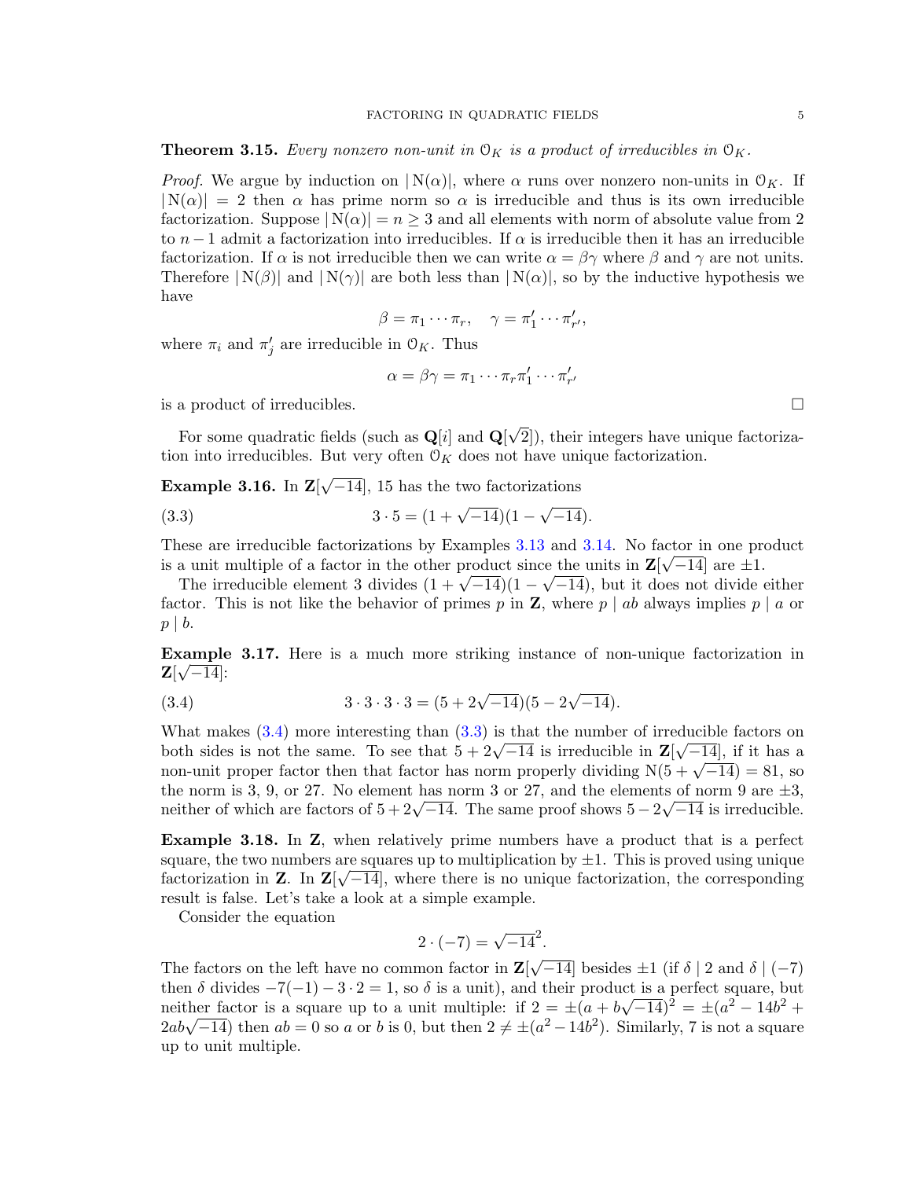**Theorem 3.15.** *Every nonzero non-unit in $\mathcal{O}_K$ is a product of irreducibles in $\mathcal{O}_K$.*

*Proof.* We argue by induction on $|\mathrm{N}(\alpha)|$, where $\alpha$ runs over nonzero non-units in $\mathcal{O}_K$. If $|\mathrm{N}(\alpha)| = 2$ then $\alpha$ has prime norm so $\alpha$ is irreducible and thus is its own irreducible factorization. Suppose $|\mathrm{N}(\alpha)| = n \geq 3$ and all elements with norm of absolute value from 2 to $n-1$ admit a factorization into irreducibles. If $\alpha$ is irreducible then it has an irreducible factorization. If $\alpha$ is not irreducible then we can write $\alpha = \beta\gamma$ where $\beta$ and $\gamma$ are not units. Therefore $|\mathrm{N}(\beta)|$ and $|\mathrm{N}(\gamma)|$ are both less than $|\mathrm{N}(\alpha)|$, so by the inductive hypothesis we have

$$\beta = \pi_1 \cdots \pi_r, \quad \gamma = \pi_1' \cdots \pi_{r'}',$$

where $\pi_i$ and $\pi_j'$ are irreducible in $\mathcal{O}_K$. Thus

$$\alpha = \beta\gamma = \pi_1 \cdots \pi_r \pi_1' \cdots \pi_{r'}'$$

is a product of irreducibles. $\square$

For some quadratic fields (such as $\mathbf{Q}[i]$ and $\mathbf{Q}[\sqrt{2}]$), their integers have unique factorization into irreducibles. But very often $\mathcal{O}_K$ does not have unique factorization.

**Example 3.16.** In $\mathbf{Z}[\sqrt{-14}]$, 15 has the two factorizations

$$3 \cdot 5 = (1 + \sqrt{-14})(1 - \sqrt{-14}). \tag{3.3}$$

These are irreducible factorizations by Examples 3.13 and 3.14. No factor in one product is a unit multiple of a factor in the other product since the units in $\mathbf{Z}[\sqrt{-14}]$ are $\pm 1$.

The irreducible element 3 divides $(1 + \sqrt{-14})(1 - \sqrt{-14})$, but it does not divide either factor. This is not like the behavior of primes $p$ in $\mathbf{Z}$, where $p \mid ab$ always implies $p \mid a$ or $p \mid b$.

**Example 3.17.** Here is a much more striking instance of non-unique factorization in $\mathbf{Z}[\sqrt{-14}]$:

$$3 \cdot 3 \cdot 3 \cdot 3 = (5 + 2\sqrt{-14})(5 - 2\sqrt{-14}). \tag{3.4}$$

What makes (3.4) more interesting than (3.3) is that the number of irreducible factors on both sides is not the same. To see that $5 + 2\sqrt{-14}$ is irreducible in $\mathbf{Z}[\sqrt{-14}]$, if it has a non-unit proper factor then that factor has norm properly dividing $\mathrm{N}(5 + \sqrt{-14}) = 81$, so the norm is 3, 9, or 27. No element has norm 3 or 27, and the elements of norm 9 are $\pm 3$, neither of which are factors of $5 + 2\sqrt{-14}$. The same proof shows $5 - 2\sqrt{-14}$ is irreducible.

**Example 3.18.** In $\mathbf{Z}$, when relatively prime numbers have a product that is a perfect square, the two numbers are squares up to multiplication by $\pm 1$. This is proved using unique factorization in $\mathbf{Z}$. In $\mathbf{Z}[\sqrt{-14}]$, where there is no unique factorization, the corresponding result is false. Let's take a look at a simple example.

Consider the equation

$$2 \cdot (-7) = \sqrt{-14}^2.$$

The factors on the left have no common factor in $\mathbf{Z}[\sqrt{-14}]$ besides $\pm 1$ (if $\delta \mid 2$ and $\delta \mid (-7)$ then $\delta$ divides $-7(-1) - 3 \cdot 2 = 1$, so $\delta$ is a unit), and their product is a perfect square, but neither factor is a square up to a unit multiple: if $2 = \pm(a + b\sqrt{-14})^2 = \pm(a^2 - 14b^2 + 2ab\sqrt{-14})$ then $ab = 0$ so $a$ or $b$ is 0, but then $2 \neq \pm(a^2 - 14b^2)$. Similarly, 7 is not a square up to unit multiple.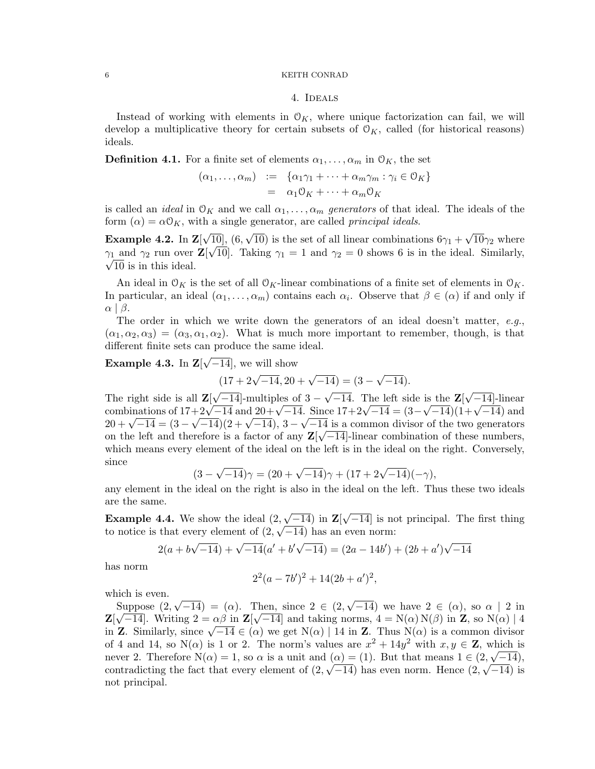## 4. Ideals

Instead of working with elements in $\mathcal{O}_K$, where unique factorization can fail, we will develop a multiplicative theory for certain subsets of $\mathcal{O}_K$, called (for historical reasons) ideals.

**Definition 4.1.** For a finite set of elements $\alpha_1, \ldots, \alpha_m$ in $\mathcal{O}_K$, the set

$$
\begin{aligned}
(\alpha_1, \ldots, \alpha_m) &:= \{\alpha_1\gamma_1 + \cdots + \alpha_m\gamma_m : \gamma_i \in \mathcal{O}_K\} \\
&= \alpha_1\mathcal{O}_K + \cdots + \alpha_m\mathcal{O}_K
\end{aligned}
$$

is called an *ideal* in $\mathcal{O}_K$ and we call $\alpha_1, \ldots, \alpha_m$ *generators* of that ideal. The ideals of the form $(\alpha) = \alpha\mathcal{O}_K$, with a single generator, are called *principal ideals*.

**Example 4.2.** In $\mathbf{Z}[\sqrt{10}]$, $(6, \sqrt{10})$ is the set of all linear combinations $6\gamma_1 + \sqrt{10}\gamma_2$ where $\gamma_1$ and $\gamma_2$ run over $\mathbf{Z}[\sqrt{10}]$. Taking $\gamma_1 = 1$ and $\gamma_2 = 0$ shows 6 is in the ideal. Similarly, $\sqrt{10}$ is in this ideal.

An ideal in $\mathcal{O}_K$ is the set of all $\mathcal{O}_K$-linear combinations of a finite set of elements in $\mathcal{O}_K$. In particular, an ideal $(\alpha_1, \ldots, \alpha_m)$ contains each $\alpha_i$. Observe that $\beta \in (\alpha)$ if and only if $\alpha \mid \beta$.

The order in which we write down the generators of an ideal doesn't matter, *e.g.*, $(\alpha_1, \alpha_2, \alpha_3) = (\alpha_3, \alpha_1, \alpha_2)$. What is much more important to remember, though, is that different finite sets can produce the same ideal.

**Example 4.3.** In $\mathbf{Z}[\sqrt{-14}]$, we will show

$$(17 + 2\sqrt{-14}, 20 + \sqrt{-14}) = (3 - \sqrt{-14}).$$

The right side is all $\mathbf{Z}[\sqrt{-14}]$-multiples of $3 - \sqrt{-14}$. The left side is the $\mathbf{Z}[\sqrt{-14}]$-linear combinations of $17+2\sqrt{-14}$ and $20+\sqrt{-14}$. Since $17+2\sqrt{-14} = (3-\sqrt{-14})(1+\sqrt{-14})$ and $20 + \sqrt{-14} = (3 - \sqrt{-14})(2 + \sqrt{-14})$, $3 - \sqrt{-14}$ is a common divisor of the two generators on the left and therefore is a factor of any $\mathbf{Z}[\sqrt{-14}]$-linear combination of these numbers, which means every element of the ideal on the left is in the ideal on the right. Conversely, since

$$(3 - \sqrt{-14})\gamma = (20 + \sqrt{-14})\gamma + (17 + 2\sqrt{-14})(-\gamma),$$

any element in the ideal on the right is also in the ideal on the left. Thus these two ideals are the same.

**Example 4.4.** We show the ideal $(2, \sqrt{-14})$ in $\mathbf{Z}[\sqrt{-14}]$ is not principal. The first thing to notice is that every element of $(2, \sqrt{-14})$ has an even norm:

$$2(a + b\sqrt{-14}) + \sqrt{-14}(a' + b'\sqrt{-14}) = (2a - 14b') + (2b + a')\sqrt{-14}$$

has norm

$$2^2(a - 7b')^2 + 14(2b + a')^2,$$

which is even.

Suppose $(2, \sqrt{-14}) = (\alpha)$. Then, since $2 \in (2, \sqrt{-14})$ we have $2 \in (\alpha)$, so $\alpha \mid 2$ in $\mathbf{Z}[\sqrt{-14}]$. Writing $2 = \alpha\beta$ in $\mathbf{Z}[\sqrt{-14}]$ and taking norms, $4 = \mathrm{N}(\alpha)\,\mathrm{N}(\beta)$ in $\mathbf{Z}$, so $\mathrm{N}(\alpha) \mid 4$ in $\mathbf{Z}$. Similarly, since $\sqrt{-14} \in (\alpha)$ we get $\mathrm{N}(\alpha) \mid 14$ in $\mathbf{Z}$. Thus $\mathrm{N}(\alpha)$ is a common divisor of 4 and 14, so $\mathrm{N}(\alpha)$ is 1 or 2. The norm's values are $x^2 + 14y^2$ with $x, y \in \mathbf{Z}$, which is never 2. Therefore $\mathrm{N}(\alpha) = 1$, so $\alpha$ is a unit and $(\alpha) = (1)$. But that means $1 \in (2, \sqrt{-14})$, contradicting the fact that every element of $(2, \sqrt{-14})$ has even norm. Hence $(2, \sqrt{-14})$ is not principal.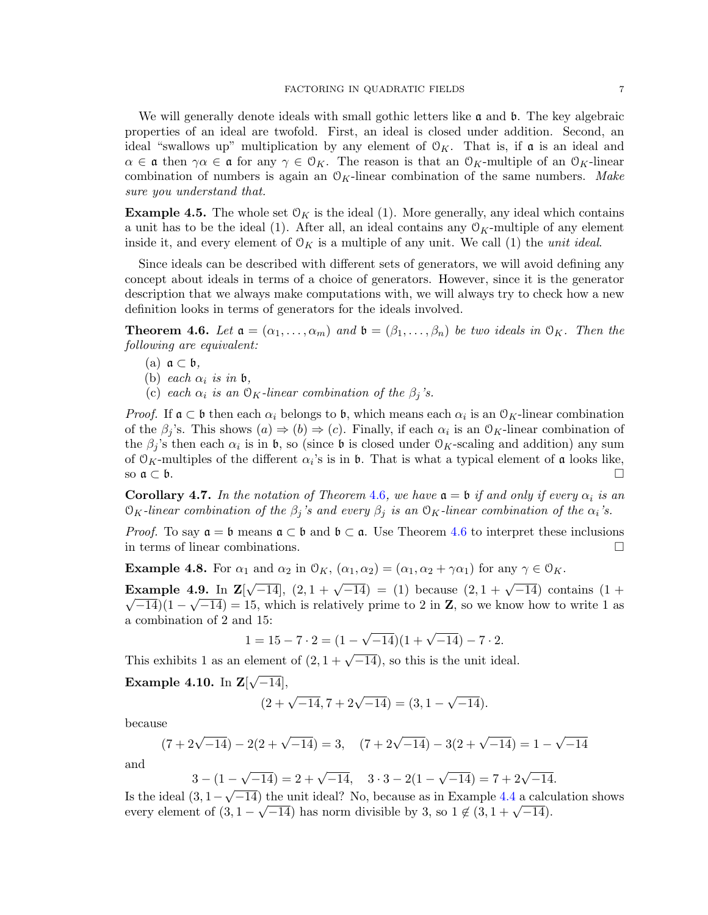We will generally denote ideals with small gothic letters like $\mathfrak{a}$ and $\mathfrak{b}$. The key algebraic properties of an ideal are twofold. First, an ideal is closed under addition. Second, an ideal "swallows up" multiplication by any element of $\mathcal{O}_K$. That is, if $\mathfrak{a}$ is an ideal and $\alpha \in \mathfrak{a}$ then $\gamma\alpha \in \mathfrak{a}$ for any $\gamma \in \mathcal{O}_K$. The reason is that an $\mathcal{O}_K$-multiple of an $\mathcal{O}_K$-linear combination of numbers is again an $\mathcal{O}_K$-linear combination of the same numbers. *Make sure you understand that.*

**Example 4.5.** The whole set $\mathcal{O}_K$ is the ideal (1). More generally, any ideal which contains a unit has to be the ideal (1). After all, an ideal contains any $\mathcal{O}_K$-multiple of any element inside it, and every element of $\mathcal{O}_K$ is a multiple of any unit. We call (1) the *unit ideal*.

Since ideals can be described with different sets of generators, we will avoid defining any concept about ideals in terms of a choice of generators. However, since it is the generator description that we always make computations with, we will always try to check how a new definition looks in terms of generators for the ideals involved.

**Theorem 4.6.** *Let $\mathfrak{a} = (\alpha_1, \dots, \alpha_m)$ and $\mathfrak{b} = (\beta_1, \dots, \beta_n)$ be two ideals in $\mathcal{O}_K$. Then the following are equivalent:*

(a) $\mathfrak{a} \subset \mathfrak{b}$,
(b) *each $\alpha_i$ is in $\mathfrak{b}$,*
(c) *each $\alpha_i$ is an $\mathcal{O}_K$-linear combination of the $\beta_j$'s.*

*Proof.* If $\mathfrak{a} \subset \mathfrak{b}$ then each $\alpha_i$ belongs to $\mathfrak{b}$, which means each $\alpha_i$ is an $\mathcal{O}_K$-linear combination of the $\beta_j$'s. This shows $(a) \Rightarrow (b) \Rightarrow (c)$. Finally, if each $\alpha_i$ is an $\mathcal{O}_K$-linear combination of the $\beta_j$'s then each $\alpha_i$ is in $\mathfrak{b}$, so (since $\mathfrak{b}$ is closed under $\mathcal{O}_K$-scaling and addition) any sum of $\mathcal{O}_K$-multiples of the different $\alpha_i$'s is in $\mathfrak{b}$. That is what a typical element of $\mathfrak{a}$ looks like, so $\mathfrak{a} \subset \mathfrak{b}$. $\square$

**Corollary 4.7.** *In the notation of Theorem 4.6, we have $\mathfrak{a} = \mathfrak{b}$ if and only if every $\alpha_i$ is an $\mathcal{O}_K$-linear combination of the $\beta_j$'s and every $\beta_j$ is an $\mathcal{O}_K$-linear combination of the $\alpha_i$'s.*

*Proof.* To say $\mathfrak{a} = \mathfrak{b}$ means $\mathfrak{a} \subset \mathfrak{b}$ and $\mathfrak{b} \subset \mathfrak{a}$. Use Theorem 4.6 to interpret these inclusions in terms of linear combinations. $\square$

**Example 4.8.** For $\alpha_1$ and $\alpha_2$ in $\mathcal{O}_K$, $(\alpha_1, \alpha_2) = (\alpha_1, \alpha_2 + \gamma\alpha_1)$ for any $\gamma \in \mathcal{O}_K$.

**Example 4.9.** In $\mathbf{Z}[\sqrt{-14}]$, $(2, 1 + \sqrt{-14}) = (1)$ because $(2, 1 + \sqrt{-14})$ contains $(1 + \sqrt{-14})(1 - \sqrt{-14}) = 15$, which is relatively prime to 2 in $\mathbf{Z}$, so we know how to write 1 as a combination of 2 and 15:

$$1 = 15 - 7 \cdot 2 = (1 - \sqrt{-14})(1 + \sqrt{-14}) - 7 \cdot 2.$$

This exhibits 1 as an element of $(2, 1 + \sqrt{-14})$, so this is the unit ideal.

**Example 4.10.** In $\mathbf{Z}[\sqrt{-14}]$,

$$(2 + \sqrt{-14}, 7 + 2\sqrt{-14}) = (3, 1 - \sqrt{-14}).$$

because

$$(7 + 2\sqrt{-14}) - 2(2 + \sqrt{-14}) = 3, \quad (7 + 2\sqrt{-14}) - 3(2 + \sqrt{-14}) = 1 - \sqrt{-14}$$

and

$$3 - (1 - \sqrt{-14}) = 2 + \sqrt{-14}, \quad 3 \cdot 3 - 2(1 - \sqrt{-14}) = 7 + 2\sqrt{-14}.$$

Is the ideal $(3, 1 - \sqrt{-14})$ the unit ideal? No, because as in Example 4.4 a calculation shows every element of $(3, 1 - \sqrt{-14})$ has norm divisible by 3, so $1 \notin (3, 1 + \sqrt{-14})$.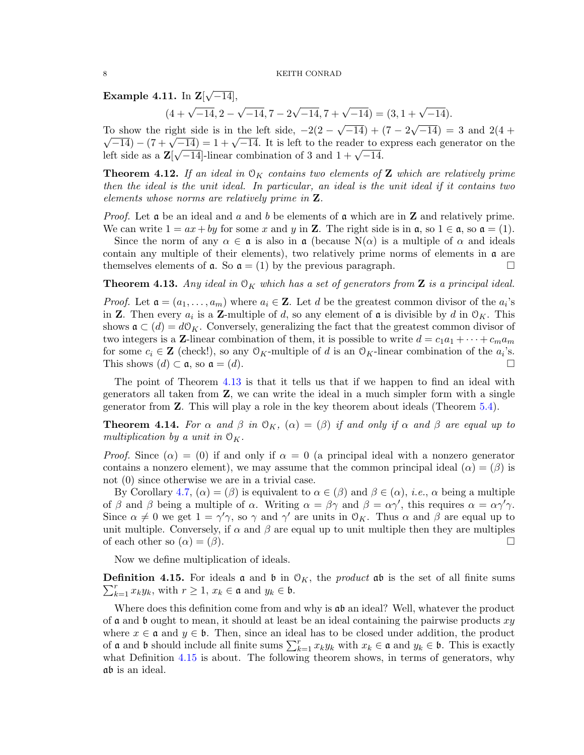**Example 4.11.** In $\mathbf{Z}[\sqrt{-14}]$,

$$(4+\sqrt{-14}, 2-\sqrt{-14}, 7-2\sqrt{-14}, 7+\sqrt{-14}) = (3, 1+\sqrt{-14}).$$

To show the right side is in the left side, $-2(2-\sqrt{-14}) + (7-2\sqrt{-14}) = 3$ and $2(4+\sqrt{-14}) - (7+\sqrt{-14}) = 1+\sqrt{-14}$. It is left to the reader to express each generator on the left side as a $\mathbf{Z}[\sqrt{-14}]$-linear combination of 3 and $1+\sqrt{-14}$.

**Theorem 4.12.** *If an ideal in $\mathcal{O}_K$ contains two elements of $\mathbf{Z}$ which are relatively prime then the ideal is the unit ideal. In particular, an ideal is the unit ideal if it contains two elements whose norms are relatively prime in $\mathbf{Z}$.*

*Proof.* Let $\mathfrak{a}$ be an ideal and $a$ and $b$ be elements of $\mathfrak{a}$ which are in $\mathbf{Z}$ and relatively prime. We can write $1 = ax + by$ for some $x$ and $y$ in $\mathbf{Z}$. The right side is in $\mathfrak{a}$, so $1 \in \mathfrak{a}$, so $\mathfrak{a} = (1)$.

Since the norm of any $\alpha \in \mathfrak{a}$ is also in $\mathfrak{a}$ (because $\mathrm{N}(\alpha)$ is a multiple of $\alpha$ and ideals contain any multiple of their elements), two relatively prime norms of elements in $\mathfrak{a}$ are themselves elements of $\mathfrak{a}$. So $\mathfrak{a} = (1)$ by the previous paragraph. $\square$

**Theorem 4.13.** *Any ideal in $\mathcal{O}_K$ which has a set of generators from $\mathbf{Z}$ is a principal ideal.*

*Proof.* Let $\mathfrak{a} = (a_1, \ldots, a_m)$ where $a_i \in \mathbf{Z}$. Let $d$ be the greatest common divisor of the $a_i$'s in $\mathbf{Z}$. Then every $a_i$ is a $\mathbf{Z}$-multiple of $d$, so any element of $\mathfrak{a}$ is divisible by $d$ in $\mathcal{O}_K$. This shows $\mathfrak{a} \subset (d) = d\mathcal{O}_K$. Conversely, generalizing the fact that the greatest common divisor of two integers is a $\mathbf{Z}$-linear combination of them, it is possible to write $d = c_1a_1 + \cdots + c_ma_m$ for some $c_i \in \mathbf{Z}$ (check!), so any $\mathcal{O}_K$-multiple of $d$ is an $\mathcal{O}_K$-linear combination of the $a_i$'s. This shows $(d) \subset \mathfrak{a}$, so $\mathfrak{a} = (d)$. $\square$

The point of Theorem 4.13 is that it tells us that if we happen to find an ideal with generators all taken from $\mathbf{Z}$, we can write the ideal in a much simpler form with a single generator from $\mathbf{Z}$. This will play a role in the key theorem about ideals (Theorem 5.4).

**Theorem 4.14.** *For $\alpha$ and $\beta$ in $\mathcal{O}_K$, $(\alpha) = (\beta)$ if and only if $\alpha$ and $\beta$ are equal up to multiplication by a unit in $\mathcal{O}_K$.*

*Proof.* Since $(\alpha) = (0)$ if and only if $\alpha = 0$ (a principal ideal with a nonzero generator contains a nonzero element), we may assume that the common principal ideal $(\alpha) = (\beta)$ is not $(0)$ since otherwise we are in a trivial case.

By Corollary 4.7, $(\alpha) = (\beta)$ is equivalent to $\alpha \in (\beta)$ and $\beta \in (\alpha)$, *i.e.*, $\alpha$ being a multiple of $\beta$ and $\beta$ being a multiple of $\alpha$. Writing $\alpha = \beta\gamma$ and $\beta = \alpha\gamma'$, this requires $\alpha = \alpha\gamma'\gamma$. Since $\alpha \neq 0$ we get $1 = \gamma'\gamma$, so $\gamma$ and $\gamma'$ are units in $\mathcal{O}_K$. Thus $\alpha$ and $\beta$ are equal up to unit multiple. Conversely, if $\alpha$ and $\beta$ are equal up to unit multiple then they are multiples of each other so $(\alpha) = (\beta)$. $\square$

Now we define multiplication of ideals.

**Definition 4.15.** For ideals $\mathfrak{a}$ and $\mathfrak{b}$ in $\mathcal{O}_K$, the *product* $\mathfrak{ab}$ is the set of all finite sums $\sum_{k=1}^{r} x_k y_k$, with $r \geq 1$, $x_k \in \mathfrak{a}$ and $y_k \in \mathfrak{b}$.

Where does this definition come from and why is $\mathfrak{ab}$ an ideal? Well, whatever the product of $\mathfrak{a}$ and $\mathfrak{b}$ ought to mean, it should at least be an ideal containing the pairwise products $xy$ where $x \in \mathfrak{a}$ and $y \in \mathfrak{b}$. Then, since an ideal has to be closed under addition, the product of $\mathfrak{a}$ and $\mathfrak{b}$ should include all finite sums $\sum_{k=1}^{r} x_k y_k$ with $x_k \in \mathfrak{a}$ and $y_k \in \mathfrak{b}$. This is exactly what Definition 4.15 is about. The following theorem shows, in terms of generators, why $\mathfrak{ab}$ is an ideal.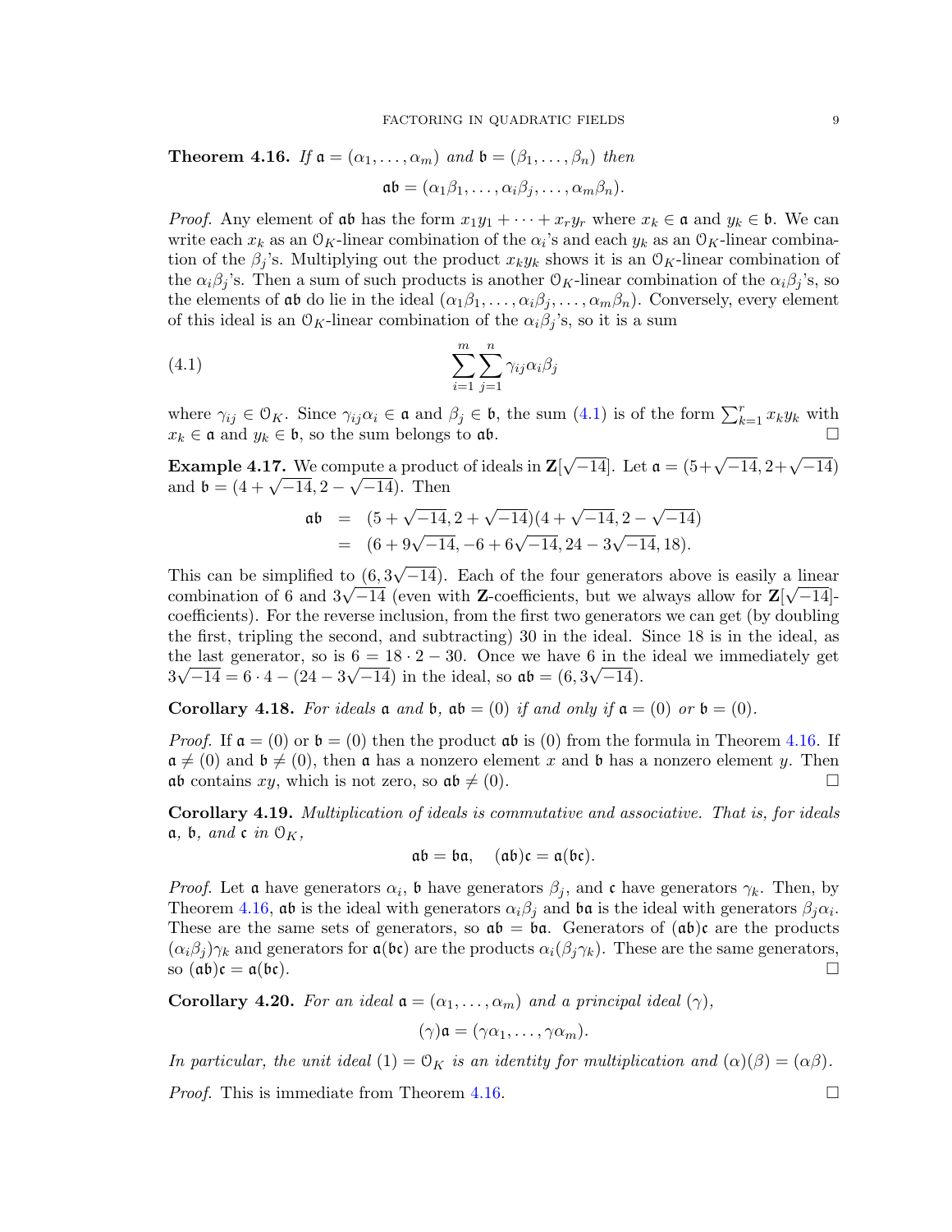**Theorem 4.16.** *If* $\mathfrak{a} = (\alpha_1, \ldots, \alpha_m)$ *and* $\mathfrak{b} = (\beta_1, \ldots, \beta_n)$ *then*

$$\mathfrak{a}\mathfrak{b} = (\alpha_1\beta_1, \ldots, \alpha_i\beta_j, \ldots, \alpha_m\beta_n).$$

*Proof.* Any element of $\mathfrak{a}\mathfrak{b}$ has the form $x_1y_1 + \cdots + x_ry_r$ where $x_k \in \mathfrak{a}$ and $y_k \in \mathfrak{b}$. We can write each $x_k$ as an $\mathcal{O}_K$-linear combination of the $\alpha_i$'s and each $y_k$ as an $\mathcal{O}_K$-linear combination of the $\beta_j$'s. Multiplying out the product $x_ky_k$ shows it is an $\mathcal{O}_K$-linear combination of the $\alpha_i\beta_j$'s. Then a sum of such products is another $\mathcal{O}_K$-linear combination of the $\alpha_i\beta_j$'s, so the elements of $\mathfrak{a}\mathfrak{b}$ do lie in the ideal $(\alpha_1\beta_1, \ldots, \alpha_i\beta_j, \ldots, \alpha_m\beta_n)$. Conversely, every element of this ideal is an $\mathcal{O}_K$-linear combination of the $\alpha_i\beta_j$'s, so it is a sum

$$\sum_{i=1}^{m}\sum_{j=1}^{n} \gamma_{ij}\alpha_i\beta_j \tag{4.1}$$

where $\gamma_{ij} \in \mathcal{O}_K$. Since $\gamma_{ij}\alpha_i \in \mathfrak{a}$ and $\beta_j \in \mathfrak{b}$, the sum (4.1) is of the form $\sum_{k=1}^{r} x_ky_k$ with $x_k \in \mathfrak{a}$ and $y_k \in \mathfrak{b}$, so the sum belongs to $\mathfrak{a}\mathfrak{b}$. □

**Example 4.17.** We compute a product of ideals in $\mathbf{Z}[\sqrt{-14}]$. Let $\mathfrak{a} = (5+\sqrt{-14}, 2+\sqrt{-14})$ and $\mathfrak{b} = (4 + \sqrt{-14}, 2 - \sqrt{-14})$. Then

$$\begin{aligned}
\mathfrak{a}\mathfrak{b} &= (5 + \sqrt{-14}, 2 + \sqrt{-14})(4 + \sqrt{-14}, 2 - \sqrt{-14}) \\
&= (6 + 9\sqrt{-14}, -6 + 6\sqrt{-14}, 24 - 3\sqrt{-14}, 18).
\end{aligned}$$

This can be simplified to $(6, 3\sqrt{-14})$. Each of the four generators above is easily a linear combination of 6 and $3\sqrt{-14}$ (even with $\mathbf{Z}$-coefficients, but we always allow for $\mathbf{Z}[\sqrt{-14}]$-coefficients). For the reverse inclusion, from the first two generators we can get (by doubling the first, tripling the second, and subtracting) 30 in the ideal. Since 18 is in the ideal, as the last generator, so is $6 = 18 \cdot 2 - 30$. Once we have 6 in the ideal we immediately get $3\sqrt{-14} = 6 \cdot 4 - (24 - 3\sqrt{-14})$ in the ideal, so $\mathfrak{a}\mathfrak{b} = (6, 3\sqrt{-14})$.

**Corollary 4.18.** *For ideals* $\mathfrak{a}$ *and* $\mathfrak{b}$*,* $\mathfrak{a}\mathfrak{b} = (0)$ *if and only if* $\mathfrak{a} = (0)$ *or* $\mathfrak{b} = (0)$*.*

*Proof.* If $\mathfrak{a} = (0)$ or $\mathfrak{b} = (0)$ then the product $\mathfrak{a}\mathfrak{b}$ is $(0)$ from the formula in Theorem 4.16. If $\mathfrak{a} \neq (0)$ and $\mathfrak{b} \neq (0)$, then $\mathfrak{a}$ has a nonzero element $x$ and $\mathfrak{b}$ has a nonzero element $y$. Then $\mathfrak{a}\mathfrak{b}$ contains $xy$, which is not zero, so $\mathfrak{a}\mathfrak{b} \neq (0)$. □

**Corollary 4.19.** *Multiplication of ideals is commutative and associative. That is, for ideals* $\mathfrak{a}$*,* $\mathfrak{b}$*, and* $\mathfrak{c}$ *in* $\mathcal{O}_K$*,*

$$\mathfrak{a}\mathfrak{b} = \mathfrak{b}\mathfrak{a}, \quad (\mathfrak{a}\mathfrak{b})\mathfrak{c} = \mathfrak{a}(\mathfrak{b}\mathfrak{c}).$$

*Proof.* Let $\mathfrak{a}$ have generators $\alpha_i$, $\mathfrak{b}$ have generators $\beta_j$, and $\mathfrak{c}$ have generators $\gamma_k$. Then, by Theorem 4.16, $\mathfrak{a}\mathfrak{b}$ is the ideal with generators $\alpha_i\beta_j$ and $\mathfrak{b}\mathfrak{a}$ is the ideal with generators $\beta_j\alpha_i$. These are the same sets of generators, so $\mathfrak{a}\mathfrak{b} = \mathfrak{b}\mathfrak{a}$. Generators of $(\mathfrak{a}\mathfrak{b})\mathfrak{c}$ are the products $(\alpha_i\beta_j)\gamma_k$ and generators for $\mathfrak{a}(\mathfrak{b}\mathfrak{c})$ are the products $\alpha_i(\beta_j\gamma_k)$. These are the same generators, so $(\mathfrak{a}\mathfrak{b})\mathfrak{c} = \mathfrak{a}(\mathfrak{b}\mathfrak{c})$. □

**Corollary 4.20.** *For an ideal* $\mathfrak{a} = (\alpha_1, \ldots, \alpha_m)$ *and a principal ideal* $(\gamma)$*,*

$$(\gamma)\mathfrak{a} = (\gamma\alpha_1, \ldots, \gamma\alpha_m).$$

*In particular, the unit ideal* $(1) = \mathcal{O}_K$ *is an identity for multiplication and* $(\alpha)(\beta) = (\alpha\beta)$*.*

*Proof.* This is immediate from Theorem 4.16. □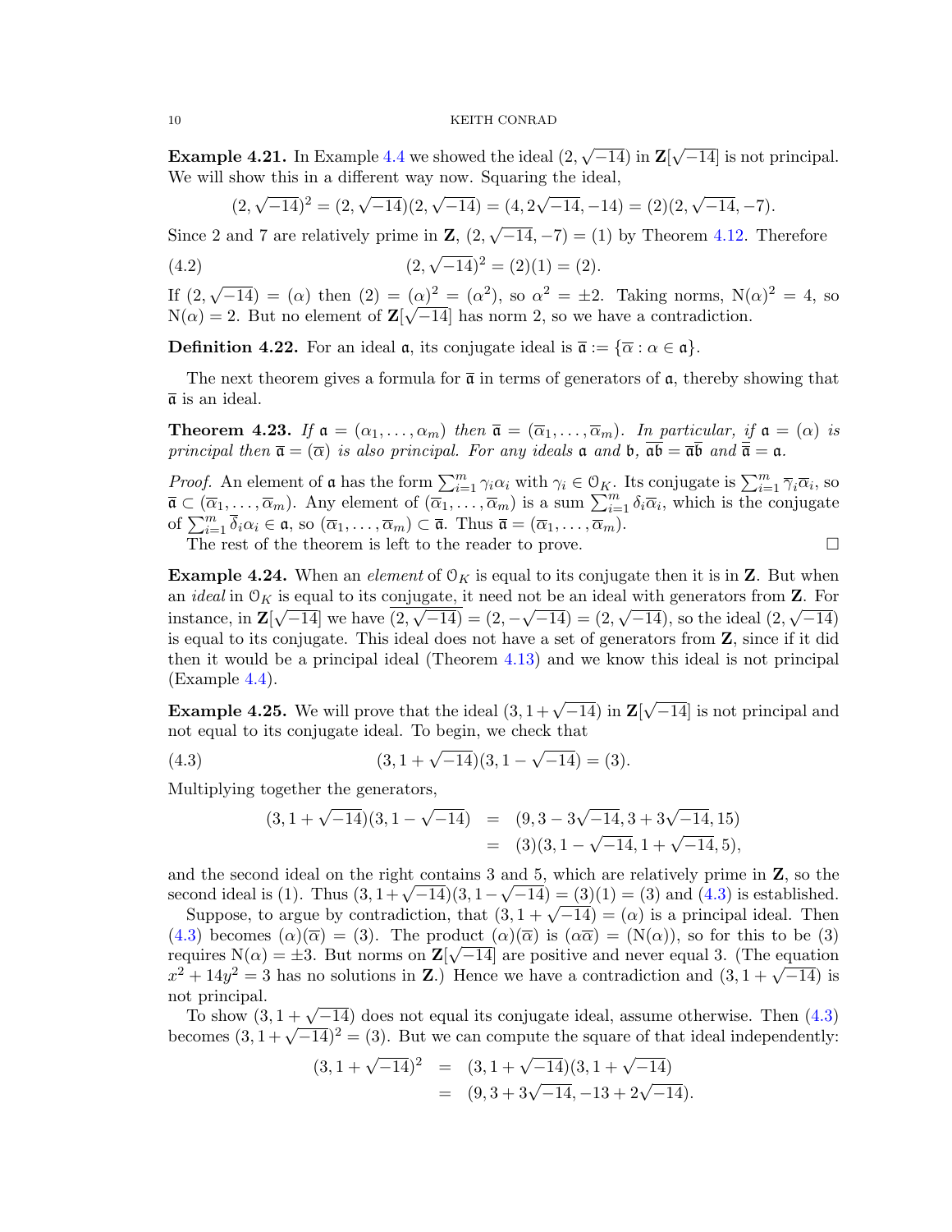**Example 4.21.** In Example 4.4 we showed the ideal $(2, \sqrt{-14})$ in $\mathbf{Z}[\sqrt{-14}]$ is not principal. We will show this in a different way now. Squaring the ideal,

$$(2, \sqrt{-14})^2 = (2, \sqrt{-14})(2, \sqrt{-14}) = (4, 2\sqrt{-14}, -14) = (2)(2, \sqrt{-14}, -7).$$

Since 2 and 7 are relatively prime in $\mathbf{Z}$, $(2, \sqrt{-14}, -7) = (1)$ by Theorem 4.12. Therefore

$$(2, \sqrt{-14})^2 = (2)(1) = (2). \tag{4.2}$$

If $(2, \sqrt{-14}) = (\alpha)$ then $(2) = (\alpha)^2 = (\alpha^2)$, so $\alpha^2 = \pm 2$. Taking norms, $\mathrm{N}(\alpha)^2 = 4$, so $\mathrm{N}(\alpha) = 2$. But no element of $\mathbf{Z}[\sqrt{-14}]$ has norm 2, so we have a contradiction.

**Definition 4.22.** For an ideal $\mathfrak{a}$, its conjugate ideal is $\overline{\mathfrak{a}} := \{\overline{\alpha} : \alpha \in \mathfrak{a}\}$.

The next theorem gives a formula for $\overline{\mathfrak{a}}$ in terms of generators of $\mathfrak{a}$, thereby showing that $\overline{\mathfrak{a}}$ is an ideal.

**Theorem 4.23.** *If $\mathfrak{a} = (\alpha_1, \ldots, \alpha_m)$ then $\overline{\mathfrak{a}} = (\overline{\alpha}_1, \ldots, \overline{\alpha}_m)$. In particular, if $\mathfrak{a} = (\alpha)$ is principal then $\overline{\mathfrak{a}} = (\overline{\alpha})$ is also principal. For any ideals $\mathfrak{a}$ and $\mathfrak{b}$, $\overline{\mathfrak{a}\mathfrak{b}} = \overline{\mathfrak{a}}\,\overline{\mathfrak{b}}$ and $\overline{\overline{\mathfrak{a}}} = \mathfrak{a}$.*

*Proof.* An element of $\mathfrak{a}$ has the form $\sum_{i=1}^m \gamma_i \alpha_i$ with $\gamma_i \in \mathcal{O}_K$. Its conjugate is $\sum_{i=1}^m \overline{\gamma}_i \overline{\alpha}_i$, so $\overline{\mathfrak{a}} \subset (\overline{\alpha}_1, \ldots, \overline{\alpha}_m)$. Any element of $(\overline{\alpha}_1, \ldots, \overline{\alpha}_m)$ is a sum $\sum_{i=1}^m \delta_i \overline{\alpha}_i$, which is the conjugate of $\sum_{i=1}^m \overline{\delta}_i \alpha_i \in \mathfrak{a}$, so $(\overline{\alpha}_1, \ldots, \overline{\alpha}_m) \subset \overline{\mathfrak{a}}$. Thus $\overline{\mathfrak{a}} = (\overline{\alpha}_1, \ldots, \overline{\alpha}_m)$.

The rest of the theorem is left to the reader to prove. $\square$

**Example 4.24.** When an *element* of $\mathcal{O}_K$ is equal to its conjugate then it is in $\mathbf{Z}$. But when an *ideal* in $\mathcal{O}_K$ is equal to its conjugate, it need not be an ideal with generators from $\mathbf{Z}$. For instance, in $\mathbf{Z}[\sqrt{-14}]$ we have $\overline{(2, \sqrt{-14})} = (2, -\sqrt{-14}) = (2, \sqrt{-14})$, so the ideal $(2, \sqrt{-14})$ is equal to its conjugate. This ideal does not have a set of generators from $\mathbf{Z}$, since if it did then it would be a principal ideal (Theorem 4.13) and we know this ideal is not principal (Example 4.4).

**Example 4.25.** We will prove that the ideal $(3, 1 + \sqrt{-14})$ in $\mathbf{Z}[\sqrt{-14}]$ is not principal and not equal to its conjugate ideal. To begin, we check that

$$(3, 1 + \sqrt{-14})(3, 1 - \sqrt{-14}) = (3). \tag{4.3}$$

Multiplying together the generators,

$$\begin{aligned}
(3, 1 + \sqrt{-14})(3, 1 - \sqrt{-14}) &= (9, 3 - 3\sqrt{-14}, 3 + 3\sqrt{-14}, 15) \\
&= (3)(3, 1 - \sqrt{-14}, 1 + \sqrt{-14}, 5),
\end{aligned}$$

and the second ideal on the right contains 3 and 5, which are relatively prime in $\mathbf{Z}$, so the second ideal is (1). Thus $(3, 1 + \sqrt{-14})(3, 1 - \sqrt{-14}) = (3)(1) = (3)$ and (4.3) is established.

Suppose, to argue by contradiction, that $(3, 1 + \sqrt{-14}) = (\alpha)$ is a principal ideal. Then (4.3) becomes $(\alpha)(\overline{\alpha}) = (3)$. The product $(\alpha)(\overline{\alpha})$ is $(\alpha\overline{\alpha}) = (\mathrm{N}(\alpha))$, so for this to be (3) requires $\mathrm{N}(\alpha) = \pm 3$. But norms on $\mathbf{Z}[\sqrt{-14}]$ are positive and never equal 3. (The equation $x^2 + 14y^2 = 3$ has no solutions in $\mathbf{Z}$.) Hence we have a contradiction and $(3, 1 + \sqrt{-14})$ is not principal.

To show $(3, 1 + \sqrt{-14})$ does not equal its conjugate ideal, assume otherwise. Then (4.3) becomes $(3, 1 + \sqrt{-14})^2 = (3)$. But we can compute the square of that ideal independently:

$$\begin{aligned}
(3, 1 + \sqrt{-14})^2 &= (3, 1 + \sqrt{-14})(3, 1 + \sqrt{-14}) \\
&= (9, 3 + 3\sqrt{-14}, -13 + 2\sqrt{-14}).
\end{aligned}$$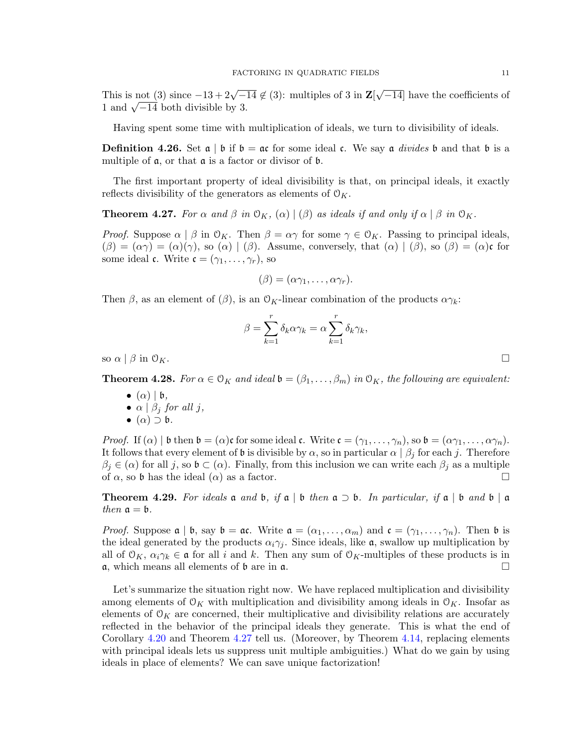This is not (3) since $-13+2\sqrt{-14} \notin (3)$: multiples of 3 in $\mathbf{Z}[\sqrt{-14}]$ have the coefficients of 1 and $\sqrt{-14}$ both divisible by 3.

Having spent some time with multiplication of ideals, we turn to divisibility of ideals.

**Definition 4.26.** Set $\mathfrak{a} \mid \mathfrak{b}$ if $\mathfrak{b} = \mathfrak{a}\mathfrak{c}$ for some ideal $\mathfrak{c}$. We say $\mathfrak{a}$ *divides* $\mathfrak{b}$ and that $\mathfrak{b}$ is a multiple of $\mathfrak{a}$, or that $\mathfrak{a}$ is a factor or divisor of $\mathfrak{b}$.

The first important property of ideal divisibility is that, on principal ideals, it exactly reflects divisibility of the generators as elements of $\mathcal{O}_K$.

**Theorem 4.27.** *For $\alpha$ and $\beta$ in $\mathcal{O}_K$, $(\alpha) \mid (\beta)$ as ideals if and only if $\alpha \mid \beta$ in $\mathcal{O}_K$.*

*Proof.* Suppose $\alpha \mid \beta$ in $\mathcal{O}_K$. Then $\beta = \alpha\gamma$ for some $\gamma \in \mathcal{O}_K$. Passing to principal ideals, $(\beta) = (\alpha\gamma) = (\alpha)(\gamma)$, so $(\alpha) \mid (\beta)$. Assume, conversely, that $(\alpha) \mid (\beta)$, so $(\beta) = (\alpha)\mathfrak{c}$ for some ideal $\mathfrak{c}$. Write $\mathfrak{c} = (\gamma_1, \ldots, \gamma_r)$, so

$$(\beta) = (\alpha\gamma_1, \ldots, \alpha\gamma_r).$$

Then $\beta$, as an element of $(\beta)$, is an $\mathcal{O}_K$-linear combination of the products $\alpha\gamma_k$:

$$\beta = \sum_{k=1}^{r} \delta_k \alpha\gamma_k = \alpha \sum_{k=1}^{r} \delta_k \gamma_k,$$

so $\alpha \mid \beta$ in $\mathcal{O}_K$. $\square$

**Theorem 4.28.** *For $\alpha \in \mathcal{O}_K$ and ideal $\mathfrak{b} = (\beta_1, \ldots, \beta_m)$ in $\mathcal{O}_K$, the following are equivalent:*

- $(\alpha) \mid \mathfrak{b}$,
- $\alpha \mid \beta_j$ *for all* $j$,
- $(\alpha) \supset \mathfrak{b}$.

*Proof.* If $(\alpha) \mid \mathfrak{b}$ then $\mathfrak{b} = (\alpha)\mathfrak{c}$ for some ideal $\mathfrak{c}$. Write $\mathfrak{c} = (\gamma_1, \ldots, \gamma_n)$, so $\mathfrak{b} = (\alpha\gamma_1, \ldots, \alpha\gamma_n)$. It follows that every element of $\mathfrak{b}$ is divisible by $\alpha$, so in particular $\alpha \mid \beta_j$ for each $j$. Therefore $\beta_j \in (\alpha)$ for all $j$, so $\mathfrak{b} \subset (\alpha)$. Finally, from this inclusion we can write each $\beta_j$ as a multiple of $\alpha$, so $\mathfrak{b}$ has the ideal $(\alpha)$ as a factor. $\square$

**Theorem 4.29.** *For ideals $\mathfrak{a}$ and $\mathfrak{b}$, if $\mathfrak{a} \mid \mathfrak{b}$ then $\mathfrak{a} \supset \mathfrak{b}$. In particular, if $\mathfrak{a} \mid \mathfrak{b}$ and $\mathfrak{b} \mid \mathfrak{a}$ then $\mathfrak{a} = \mathfrak{b}$.*

*Proof.* Suppose $\mathfrak{a} \mid \mathfrak{b}$, say $\mathfrak{b} = \mathfrak{a}\mathfrak{c}$. Write $\mathfrak{a} = (\alpha_1, \ldots, \alpha_m)$ and $\mathfrak{c} = (\gamma_1, \ldots, \gamma_n)$. Then $\mathfrak{b}$ is the ideal generated by the products $\alpha_i\gamma_j$. Since ideals, like $\mathfrak{a}$, swallow up multiplication by all of $\mathcal{O}_K$, $\alpha_i\gamma_k \in \mathfrak{a}$ for all $i$ and $k$. Then any sum of $\mathcal{O}_K$-multiples of these products is in $\mathfrak{a}$, which means all elements of $\mathfrak{b}$ are in $\mathfrak{a}$. $\square$

Let's summarize the situation right now. We have replaced multiplication and divisibility among elements of $\mathcal{O}_K$ with multiplication and divisibility among ideals in $\mathcal{O}_K$. Insofar as elements of $\mathcal{O}_K$ are concerned, their multiplicative and divisibility relations are accurately reflected in the behavior of the principal ideals they generate. This is what the end of Corollary 4.20 and Theorem 4.27 tell us. (Moreover, by Theorem 4.14, replacing elements with principal ideals lets us suppress unit multiple ambiguities.) What do we gain by using ideals in place of elements? We can save unique factorization!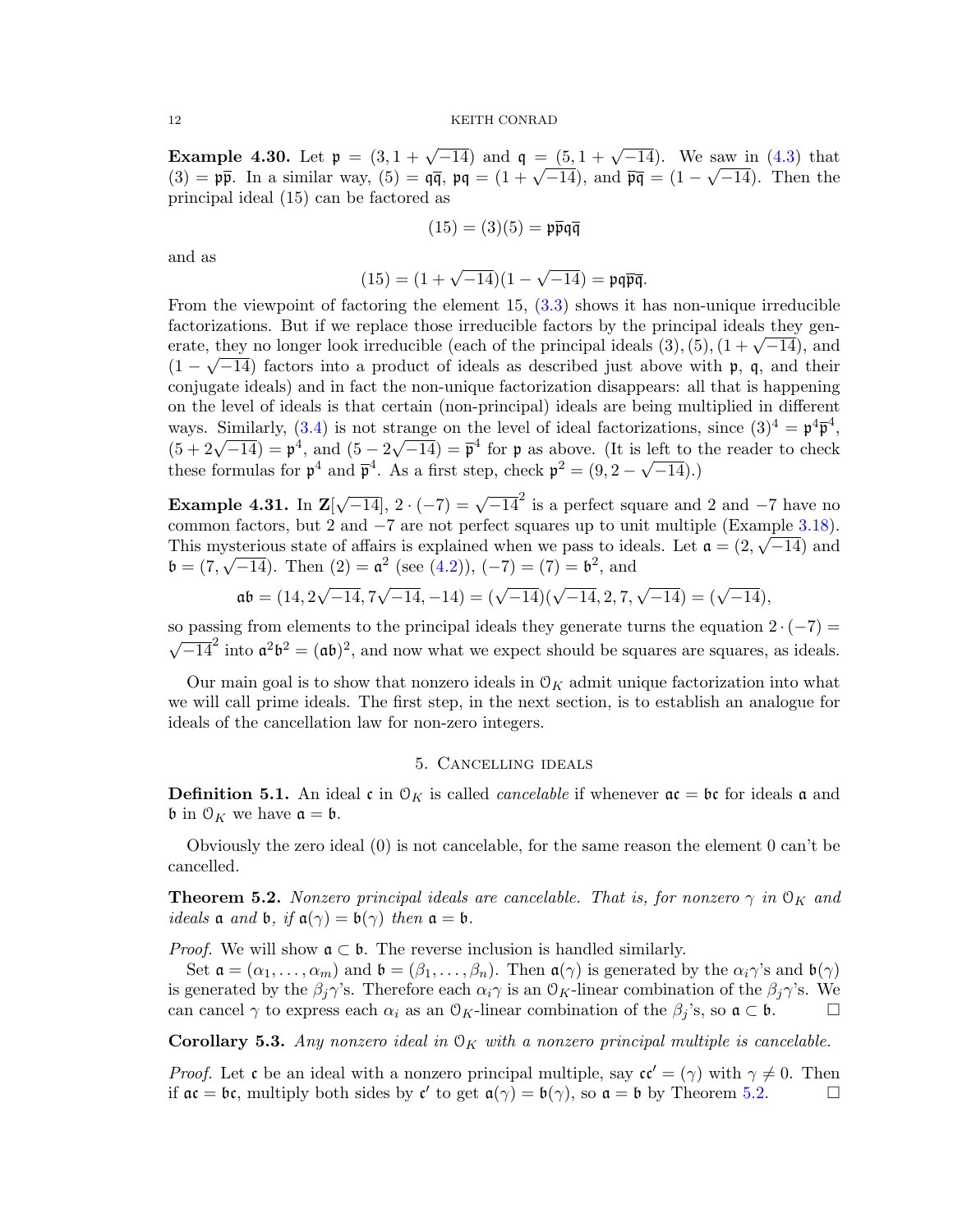**Example 4.30.** Let $\mathfrak{p} = (3, 1+\sqrt{-14})$ and $\mathfrak{q} = (5, 1+\sqrt{-14})$. We saw in (4.3) that $(3) = \mathfrak{p}\overline{\mathfrak{p}}$. In a similar way, $(5) = \mathfrak{q}\overline{\mathfrak{q}}$, $\mathfrak{p}\mathfrak{q} = (1+\sqrt{-14})$, and $\overline{\mathfrak{p}}\overline{\mathfrak{q}} = (1-\sqrt{-14})$. Then the principal ideal (15) can be factored as

$$(15) = (3)(5) = \mathfrak{p}\overline{\mathfrak{p}}\mathfrak{q}\overline{\mathfrak{q}}$$

and as

$$(15) = (1+\sqrt{-14})(1-\sqrt{-14}) = \mathfrak{p}\mathfrak{q}\overline{\mathfrak{p}}\overline{\mathfrak{q}}.$$

From the viewpoint of factoring the element 15, (3.3) shows it has non-unique irreducible factorizations. But if we replace those irreducible factors by the principal ideals they generate, they no longer look irreducible (each of the principal ideals $(3), (5), (1+\sqrt{-14})$, and $(1-\sqrt{-14})$ factors into a product of ideals as described just above with $\mathfrak{p}$, $\mathfrak{q}$, and their conjugate ideals) and in fact the non-unique factorization disappears: all that is happening on the level of ideals is that certain (non-principal) ideals are being multiplied in different ways. Similarly, (3.4) is not strange on the level of ideal factorizations, since $(3)^4 = \mathfrak{p}^4\overline{\mathfrak{p}}^4$, $(5+2\sqrt{-14}) = \mathfrak{p}^4$, and $(5-2\sqrt{-14}) = \overline{\mathfrak{p}}^4$ for $\mathfrak{p}$ as above. (It is left to the reader to check these formulas for $\mathfrak{p}^4$ and $\overline{\mathfrak{p}}^4$. As a first step, check $\mathfrak{p}^2 = (9, 2-\sqrt{-14})$.)

**Example 4.31.** In $\mathbf{Z}[\sqrt{-14}]$, $2 \cdot (-7) = \sqrt{-14}^2$ is a perfect square and 2 and $-7$ have no common factors, but 2 and $-7$ are not perfect squares up to unit multiple (Example 3.18). This mysterious state of affairs is explained when we pass to ideals. Let $\mathfrak{a} = (2, \sqrt{-14})$ and $\mathfrak{b} = (7, \sqrt{-14})$. Then $(2) = \mathfrak{a}^2$ (see (4.2)), $(-7) = (7) = \mathfrak{b}^2$, and

$$\mathfrak{a}\mathfrak{b} = (14, 2\sqrt{-14}, 7\sqrt{-14}, -14) = (\sqrt{-14})(\sqrt{-14}, 2, 7, \sqrt{-14}) = (\sqrt{-14}),$$

so passing from elements to the principal ideals they generate turns the equation $2 \cdot (-7) = \sqrt{-14}^2$ into $\mathfrak{a}^2\mathfrak{b}^2 = (\mathfrak{a}\mathfrak{b})^2$, and now what we expect should be squares are squares, as ideals.

Our main goal is to show that nonzero ideals in $\mathcal{O}_K$ admit unique factorization into what we will call prime ideals. The first step, in the next section, is to establish an analogue for ideals of the cancellation law for non-zero integers.

## 5. Cancelling ideals

**Definition 5.1.** An ideal $\mathfrak{c}$ in $\mathcal{O}_K$ is called *cancelable* if whenever $\mathfrak{a}\mathfrak{c} = \mathfrak{b}\mathfrak{c}$ for ideals $\mathfrak{a}$ and $\mathfrak{b}$ in $\mathcal{O}_K$ we have $\mathfrak{a} = \mathfrak{b}$.

Obviously the zero ideal (0) is not cancelable, for the same reason the element 0 can't be cancelled.

**Theorem 5.2.** *Nonzero principal ideals are cancelable. That is, for nonzero $\gamma$ in $\mathcal{O}_K$ and ideals $\mathfrak{a}$ and $\mathfrak{b}$, if $\mathfrak{a}(\gamma) = \mathfrak{b}(\gamma)$ then $\mathfrak{a} = \mathfrak{b}$.*

*Proof.* We will show $\mathfrak{a} \subset \mathfrak{b}$. The reverse inclusion is handled similarly.

Set $\mathfrak{a} = (\alpha_1, \dots, \alpha_m)$ and $\mathfrak{b} = (\beta_1, \dots, \beta_n)$. Then $\mathfrak{a}(\gamma)$ is generated by the $\alpha_i\gamma$'s and $\mathfrak{b}(\gamma)$ is generated by the $\beta_j\gamma$'s. Therefore each $\alpha_i\gamma$ is an $\mathcal{O}_K$-linear combination of the $\beta_j\gamma$'s. We can cancel $\gamma$ to express each $\alpha_i$ as an $\mathcal{O}_K$-linear combination of the $\beta_j$'s, so $\mathfrak{a} \subset \mathfrak{b}$. □

**Corollary 5.3.** *Any nonzero ideal in $\mathcal{O}_K$ with a nonzero principal multiple is cancelable.*

*Proof.* Let $\mathfrak{c}$ be an ideal with a nonzero principal multiple, say $\mathfrak{c}\mathfrak{c}' = (\gamma)$ with $\gamma \neq 0$. Then if $\mathfrak{a}\mathfrak{c} = \mathfrak{b}\mathfrak{c}$, multiply both sides by $\mathfrak{c}'$ to get $\mathfrak{a}(\gamma) = \mathfrak{b}(\gamma)$, so $\mathfrak{a} = \mathfrak{b}$ by Theorem 5.2. □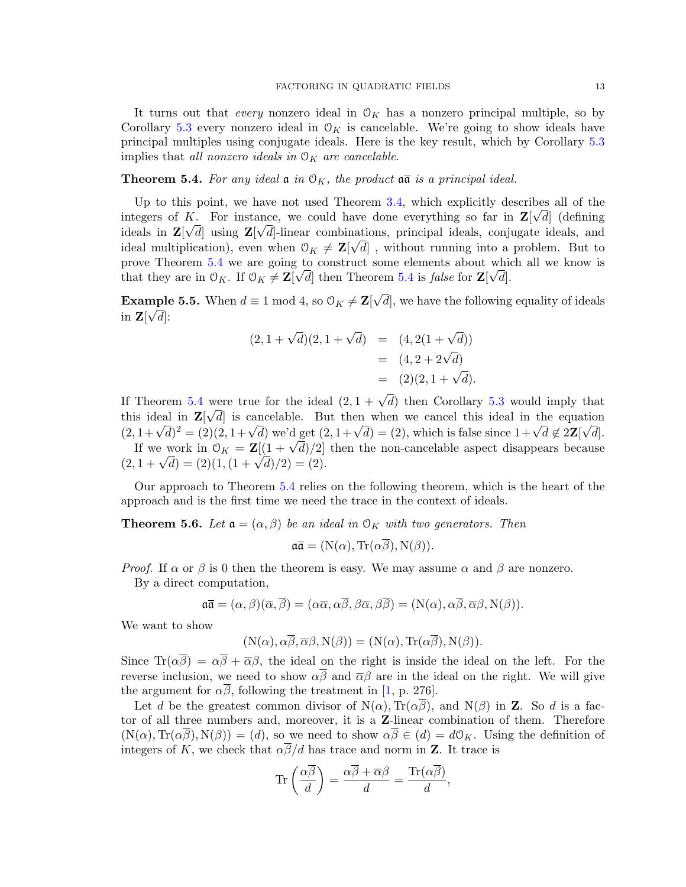It turns out that *every* nonzero ideal in $\mathcal{O}_K$ has a nonzero principal multiple, so by Corollary 5.3 every nonzero ideal in $\mathcal{O}_K$ is cancelable. We're going to show ideals have principal multiples using conjugate ideals. Here is the key result, which by Corollary 5.3 implies that *all nonzero ideals in* $\mathcal{O}_K$ *are cancelable.*

**Theorem 5.4.** *For any ideal* $\mathfrak{a}$ *in* $\mathcal{O}_K$*, the product* $\mathfrak{a}\overline{\mathfrak{a}}$ *is a principal ideal.*

Up to this point, we have not used Theorem 3.4, which explicitly describes all of the integers of $K$. For instance, we could have done everything so far in $\mathbf{Z}[\sqrt{d}]$ (defining ideals in $\mathbf{Z}[\sqrt{d}]$ using $\mathbf{Z}[\sqrt{d}]$-linear combinations, principal ideals, conjugate ideals, and ideal multiplication), even when $\mathcal{O}_K \neq \mathbf{Z}[\sqrt{d}]$ , without running into a problem. But to prove Theorem 5.4 we are going to construct some elements about which all we know is that they are in $\mathcal{O}_K$. If $\mathcal{O}_K \neq \mathbf{Z}[\sqrt{d}]$ then Theorem 5.4 is *false* for $\mathbf{Z}[\sqrt{d}]$.

**Example 5.5.** When $d \equiv 1 \bmod 4$, so $\mathcal{O}_K \neq \mathbf{Z}[\sqrt{d}]$, we have the following equality of ideals in $\mathbf{Z}[\sqrt{d}]$:

$$
\begin{aligned}
(2, 1+\sqrt{d})(2, 1+\sqrt{d}) &= (4, 2(1+\sqrt{d})) \\
&= (4, 2+2\sqrt{d}) \\
&= (2)(2, 1+\sqrt{d}).
\end{aligned}
$$

If Theorem 5.4 were true for the ideal $(2, 1+\sqrt{d})$ then Corollary 5.3 would imply that this ideal in $\mathbf{Z}[\sqrt{d}]$ is cancelable. But then when we cancel this ideal in the equation $(2, 1+\sqrt{d})^2 = (2)(2, 1+\sqrt{d})$ we'd get $(2, 1+\sqrt{d}) = (2)$, which is false since $1+\sqrt{d} \notin 2\mathbf{Z}[\sqrt{d}]$.

If we work in $\mathcal{O}_K = \mathbf{Z}[(1+\sqrt{d})/2]$ then the non-cancelable aspect disappears because $(2, 1+\sqrt{d}) = (2)(1, (1+\sqrt{d})/2) = (2)$.

Our approach to Theorem 5.4 relies on the following theorem, which is the heart of the approach and is the first time we need the trace in the context of ideals.

**Theorem 5.6.** *Let* $\mathfrak{a} = (\alpha, \beta)$ *be an ideal in* $\mathcal{O}_K$ *with two generators. Then*

$$
\mathfrak{a}\overline{\mathfrak{a}} = (\mathrm{N}(\alpha), \mathrm{Tr}(\alpha\overline{\beta}), \mathrm{N}(\beta)).
$$

*Proof.* If $\alpha$ or $\beta$ is 0 then the theorem is easy. We may assume $\alpha$ and $\beta$ are nonzero.

By a direct computation,

$$
\mathfrak{a}\overline{\mathfrak{a}} = (\alpha, \beta)(\overline{\alpha}, \overline{\beta}) = (\alpha\overline{\alpha}, \alpha\overline{\beta}, \beta\overline{\alpha}, \beta\overline{\beta}) = (\mathrm{N}(\alpha), \alpha\overline{\beta}, \overline{\alpha}\beta, \mathrm{N}(\beta)).
$$

We want to show

$$
(\mathrm{N}(\alpha), \alpha\overline{\beta}, \overline{\alpha}\beta, \mathrm{N}(\beta)) = (\mathrm{N}(\alpha), \mathrm{Tr}(\alpha\overline{\beta}), \mathrm{N}(\beta)).
$$

Since $\mathrm{Tr}(\alpha\overline{\beta}) = \alpha\overline{\beta} + \overline{\alpha}\beta$, the ideal on the right is inside the ideal on the left. For the reverse inclusion, we need to show $\alpha\overline{\beta}$ and $\overline{\alpha}\beta$ are in the ideal on the right. We will give the argument for $\alpha\overline{\beta}$, following the treatment in [1, p. 276].

Let $d$ be the greatest common divisor of $\mathrm{N}(\alpha), \mathrm{Tr}(\alpha\overline{\beta})$, and $\mathrm{N}(\beta)$ in $\mathbf{Z}$. So $d$ is a factor of all three numbers and, moreover, it is a $\mathbf{Z}$-linear combination of them. Therefore $(\mathrm{N}(\alpha), \mathrm{Tr}(\alpha\overline{\beta}), \mathrm{N}(\beta)) = (d)$, so we need to show $\alpha\overline{\beta} \in (d) = d\mathcal{O}_K$. Using the definition of integers of $K$, we check that $\alpha\overline{\beta}/d$ has trace and norm in $\mathbf{Z}$. It trace is

$$
\mathrm{Tr}\left(\frac{\alpha\overline{\beta}}{d}\right) = \frac{\alpha\overline{\beta} + \overline{\alpha}\beta}{d} = \frac{\mathrm{Tr}(\alpha\overline{\beta})}{d},
$$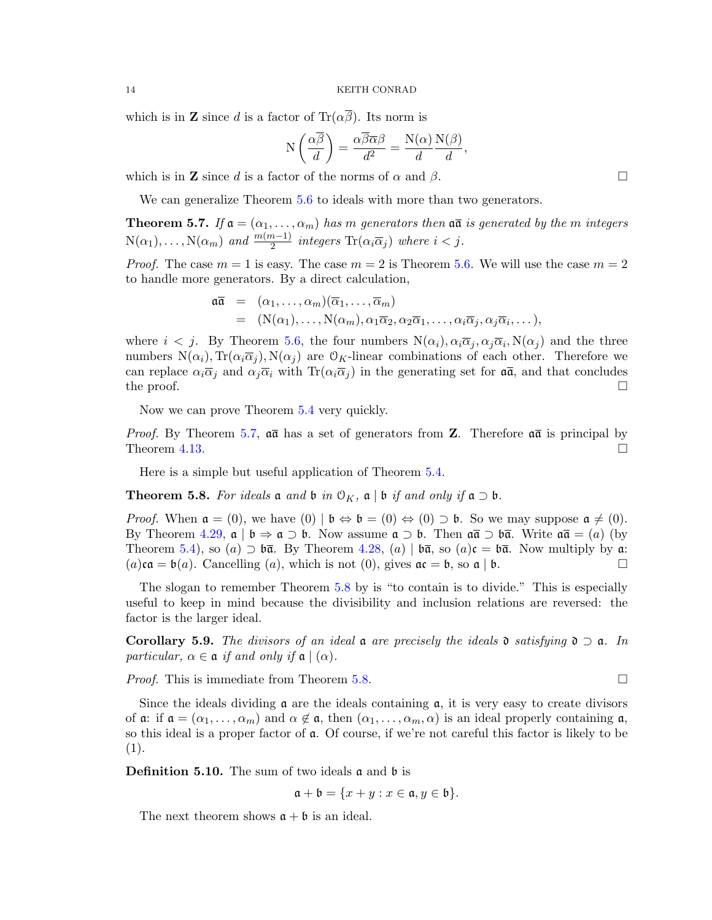which is in $\mathbf{Z}$ since $d$ is a factor of $\mathrm{Tr}(\alpha\overline{\beta})$. Its norm is

$$\mathrm{N}\left(\frac{\alpha\overline{\beta}}{d}\right) = \frac{\alpha\overline{\beta}\overline{\alpha}\beta}{d^2} = \frac{\mathrm{N}(\alpha)}{d}\frac{\mathrm{N}(\beta)}{d},$$

which is in $\mathbf{Z}$ since $d$ is a factor of the norms of $\alpha$ and $\beta$. $\square$

We can generalize Theorem 5.6 to ideals with more than two generators.

**Theorem 5.7.** *If $\mathfrak{a} = (\alpha_1, \dots, \alpha_m)$ has $m$ generators then $\mathfrak{a}\overline{\mathfrak{a}}$ is generated by the $m$ integers $\mathrm{N}(\alpha_1), \dots, \mathrm{N}(\alpha_m)$ and $\frac{m(m-1)}{2}$ integers $\mathrm{Tr}(\alpha_i\overline{\alpha}_j)$ where $i < j$.*

*Proof.* The case $m = 1$ is easy. The case $m = 2$ is Theorem 5.6. We will use the case $m = 2$ to handle more generators. By a direct calculation,

$$\begin{aligned}
\mathfrak{a}\overline{\mathfrak{a}} &= (\alpha_1, \dots, \alpha_m)(\overline{\alpha}_1, \dots, \overline{\alpha}_m) \\
&= (\mathrm{N}(\alpha_1), \dots, \mathrm{N}(\alpha_m), \alpha_1\overline{\alpha}_2, \alpha_2\overline{\alpha}_1, \dots, \alpha_i\overline{\alpha}_j, \alpha_j\overline{\alpha}_i, \dots),
\end{aligned}$$

where $i < j$. By Theorem 5.6, the four numbers $\mathrm{N}(\alpha_i), \alpha_i\overline{\alpha}_j, \alpha_j\overline{\alpha}_i, \mathrm{N}(\alpha_j)$ and the three numbers $\mathrm{N}(\alpha_i), \mathrm{Tr}(\alpha_i\overline{\alpha}_j), \mathrm{N}(\alpha_j)$ are $\mathcal{O}_K$-linear combinations of each other. Therefore we can replace $\alpha_i\overline{\alpha}_j$ and $\alpha_j\overline{\alpha}_i$ with $\mathrm{Tr}(\alpha_i\overline{\alpha}_j)$ in the generating set for $\mathfrak{a}\overline{\mathfrak{a}}$, and that concludes the proof. $\square$

Now we can prove Theorem 5.4 very quickly.

*Proof.* By Theorem 5.7, $\mathfrak{a}\overline{\mathfrak{a}}$ has a set of generators from $\mathbf{Z}$. Therefore $\mathfrak{a}\overline{\mathfrak{a}}$ is principal by Theorem 4.13. $\square$

Here is a simple but useful application of Theorem 5.4.

**Theorem 5.8.** *For ideals $\mathfrak{a}$ and $\mathfrak{b}$ in $\mathcal{O}_K$, $\mathfrak{a} \mid \mathfrak{b}$ if and only if $\mathfrak{a} \supset \mathfrak{b}$.*

*Proof.* When $\mathfrak{a} = (0)$, we have $(0) \mid \mathfrak{b} \Leftrightarrow \mathfrak{b} = (0) \Leftrightarrow (0) \supset \mathfrak{b}$. So we may suppose $\mathfrak{a} \neq (0)$. By Theorem 4.29, $\mathfrak{a} \mid \mathfrak{b} \Rightarrow \mathfrak{a} \supset \mathfrak{b}$. Now assume $\mathfrak{a} \supset \mathfrak{b}$. Then $\mathfrak{a}\overline{\mathfrak{a}} \supset \mathfrak{b}\overline{\mathfrak{a}}$. Write $\mathfrak{a}\overline{\mathfrak{a}} = (a)$ (by Theorem 5.4), so $(a) \supset \mathfrak{b}\overline{\mathfrak{a}}$. By Theorem 4.28, $(a) \mid \mathfrak{b}\overline{\mathfrak{a}}$, so $(a)\mathfrak{c} = \mathfrak{b}\overline{\mathfrak{a}}$. Now multiply by $\mathfrak{a}$: $(a)\mathfrak{c}\mathfrak{a} = \mathfrak{b}(a)$. Cancelling $(a)$, which is not $(0)$, gives $\mathfrak{a}\mathfrak{c} = \mathfrak{b}$, so $\mathfrak{a} \mid \mathfrak{b}$. $\square$

The slogan to remember Theorem 5.8 by is "to contain is to divide." This is especially useful to keep in mind because the divisibility and inclusion relations are reversed: the factor is the larger ideal.

**Corollary 5.9.** *The divisors of an ideal $\mathfrak{a}$ are precisely the ideals $\mathfrak{d}$ satisfying $\mathfrak{d} \supset \mathfrak{a}$. In particular, $\alpha \in \mathfrak{a}$ if and only if $\mathfrak{a} \mid (\alpha)$.*

*Proof.* This is immediate from Theorem 5.8. $\square$

Since the ideals dividing $\mathfrak{a}$ are the ideals containing $\mathfrak{a}$, it is very easy to create divisors of $\mathfrak{a}$: if $\mathfrak{a} = (\alpha_1, \dots, \alpha_m)$ and $\alpha \notin \mathfrak{a}$, then $(\alpha_1, \dots, \alpha_m, \alpha)$ is an ideal properly containing $\mathfrak{a}$, so this ideal is a proper factor of $\mathfrak{a}$. Of course, if we're not careful this factor is likely to be $(1)$.

**Definition 5.10.** The sum of two ideals $\mathfrak{a}$ and $\mathfrak{b}$ is

$$\mathfrak{a} + \mathfrak{b} = \{x + y : x \in \mathfrak{a}, y \in \mathfrak{b}\}.$$

The next theorem shows $\mathfrak{a} + \mathfrak{b}$ is an ideal.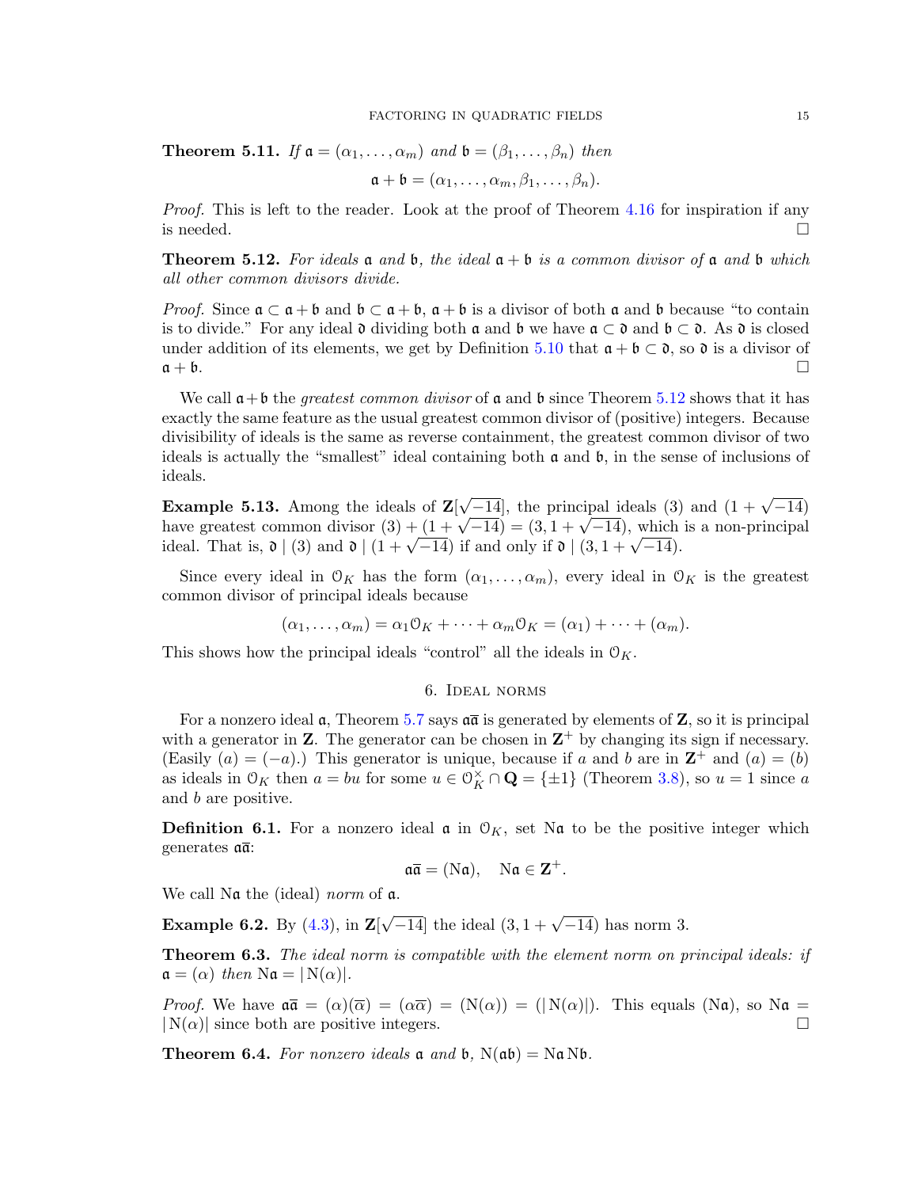**Theorem 5.11.** *If* $\mathfrak{a} = (\alpha_1, \ldots, \alpha_m)$ *and* $\mathfrak{b} = (\beta_1, \ldots, \beta_n)$ *then*

$$\mathfrak{a} + \mathfrak{b} = (\alpha_1, \ldots, \alpha_m, \beta_1, \ldots, \beta_n).$$

*Proof.* This is left to the reader. Look at the proof of Theorem 4.16 for inspiration if any is needed. □

**Theorem 5.12.** *For ideals* $\mathfrak{a}$ *and* $\mathfrak{b}$*, the ideal* $\mathfrak{a} + \mathfrak{b}$ *is a common divisor of* $\mathfrak{a}$ *and* $\mathfrak{b}$ *which all other common divisors divide.*

*Proof.* Since $\mathfrak{a} \subset \mathfrak{a} + \mathfrak{b}$ and $\mathfrak{b} \subset \mathfrak{a} + \mathfrak{b}$, $\mathfrak{a} + \mathfrak{b}$ is a divisor of both $\mathfrak{a}$ and $\mathfrak{b}$ because "to contain is to divide." For any ideal $\mathfrak{d}$ dividing both $\mathfrak{a}$ and $\mathfrak{b}$ we have $\mathfrak{a} \subset \mathfrak{d}$ and $\mathfrak{b} \subset \mathfrak{d}$. As $\mathfrak{d}$ is closed under addition of its elements, we get by Definition 5.10 that $\mathfrak{a} + \mathfrak{b} \subset \mathfrak{d}$, so $\mathfrak{d}$ is a divisor of $\mathfrak{a} + \mathfrak{b}$. □

We call $\mathfrak{a} + \mathfrak{b}$ the *greatest common divisor* of $\mathfrak{a}$ and $\mathfrak{b}$ since Theorem 5.12 shows that it has exactly the same feature as the usual greatest common divisor of (positive) integers. Because divisibility of ideals is the same as reverse containment, the greatest common divisor of two ideals is actually the "smallest" ideal containing both $\mathfrak{a}$ and $\mathfrak{b}$, in the sense of inclusions of ideals.

**Example 5.13.** Among the ideals of $\mathbf{Z}[\sqrt{-14}]$, the principal ideals $(3)$ and $(1 + \sqrt{-14})$ have greatest common divisor $(3) + (1 + \sqrt{-14}) = (3, 1 + \sqrt{-14})$, which is a non-principal ideal. That is, $\mathfrak{d} \mid (3)$ and $\mathfrak{d} \mid (1 + \sqrt{-14})$ if and only if $\mathfrak{d} \mid (3, 1 + \sqrt{-14})$.

Since every ideal in $\mathcal{O}_K$ has the form $(\alpha_1, \ldots, \alpha_m)$, every ideal in $\mathcal{O}_K$ is the greatest common divisor of principal ideals because

$$(\alpha_1, \ldots, \alpha_m) = \alpha_1 \mathcal{O}_K + \cdots + \alpha_m \mathcal{O}_K = (\alpha_1) + \cdots + (\alpha_m).$$

This shows how the principal ideals "control" all the ideals in $\mathcal{O}_K$.

## 6. Ideal norms

For a nonzero ideal $\mathfrak{a}$, Theorem 5.7 says $\mathfrak{a}\overline{\mathfrak{a}}$ is generated by elements of $\mathbf{Z}$, so it is principal with a generator in $\mathbf{Z}$. The generator can be chosen in $\mathbf{Z}^+$ by changing its sign if necessary. (Easily $(a) = (-a)$.) This generator is unique, because if $a$ and $b$ are in $\mathbf{Z}^+$ and $(a) = (b)$ as ideals in $\mathcal{O}_K$ then $a = bu$ for some $u \in \mathcal{O}_K^\times \cap \mathbf{Q} = \{\pm 1\}$ (Theorem 3.8), so $u = 1$ since $a$ and $b$ are positive.

**Definition 6.1.** For a nonzero ideal $\mathfrak{a}$ in $\mathcal{O}_K$, set $\mathrm{N}\mathfrak{a}$ to be the positive integer which generates $\mathfrak{a}\overline{\mathfrak{a}}$:

$$\mathfrak{a}\overline{\mathfrak{a}} = (\mathrm{N}\mathfrak{a}), \quad \mathrm{N}\mathfrak{a} \in \mathbf{Z}^+.$$

We call $\mathrm{N}\mathfrak{a}$ the (ideal) *norm* of $\mathfrak{a}$.

**Example 6.2.** By (4.3), in $\mathbf{Z}[\sqrt{-14}]$ the ideal $(3, 1 + \sqrt{-14})$ has norm 3.

**Theorem 6.3.** *The ideal norm is compatible with the element norm on principal ideals: if* $\mathfrak{a} = (\alpha)$ *then* $\mathrm{N}\mathfrak{a} = |\mathrm{N}(\alpha)|$.

*Proof.* We have $\mathfrak{a}\overline{\mathfrak{a}} = (\alpha)(\overline{\alpha}) = (\alpha\overline{\alpha}) = (\mathrm{N}(\alpha)) = (|\mathrm{N}(\alpha)|)$. This equals $(\mathrm{N}\mathfrak{a})$, so $\mathrm{N}\mathfrak{a} = |\mathrm{N}(\alpha)|$ since both are positive integers. □

**Theorem 6.4.** *For nonzero ideals* $\mathfrak{a}$ *and* $\mathfrak{b}$*,* $\mathrm{N}(\mathfrak{a}\mathfrak{b}) = \mathrm{N}\mathfrak{a}\,\mathrm{N}\mathfrak{b}$*.*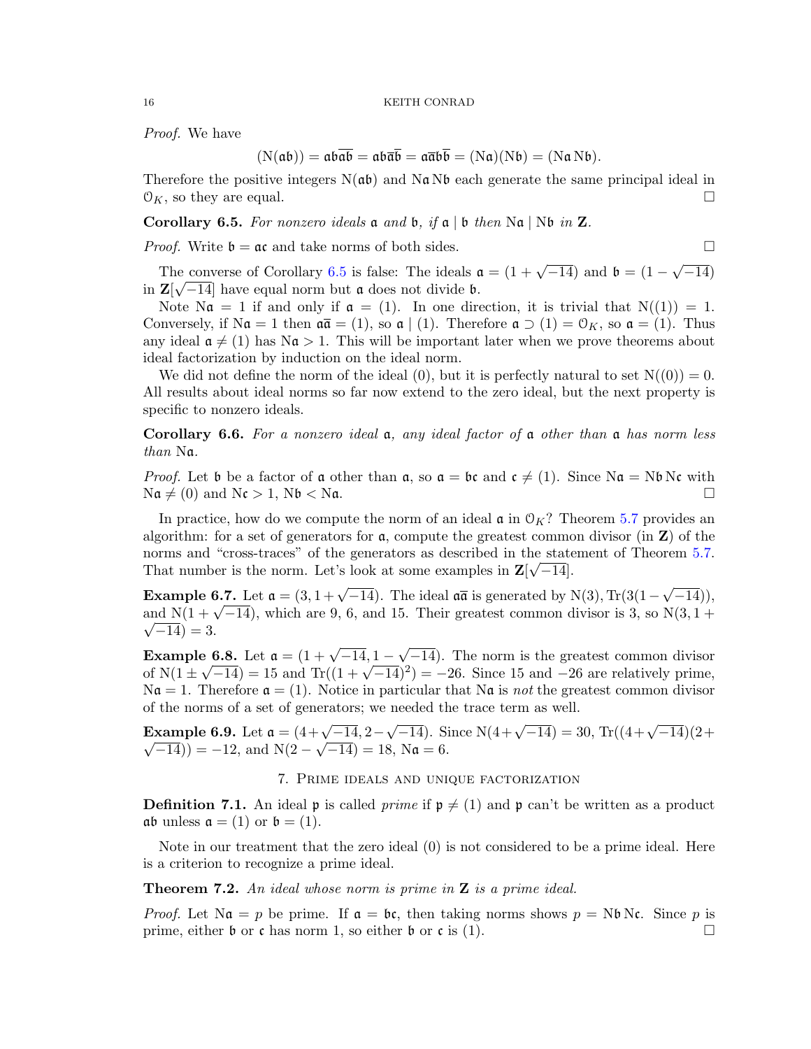*Proof.* We have

$$(\mathrm{N}(\mathfrak{a}\mathfrak{b})) = \mathfrak{a}\mathfrak{b}\overline{\mathfrak{a}\mathfrak{b}} = \mathfrak{a}\mathfrak{b}\overline{\mathfrak{a}}\overline{\mathfrak{b}} = \mathfrak{a}\overline{\mathfrak{a}}\mathfrak{b}\overline{\mathfrak{b}} = (\mathrm{N}\mathfrak{a})(\mathrm{N}\mathfrak{b}) = (\mathrm{N}\mathfrak{a}\,\mathrm{N}\mathfrak{b}).$$

Therefore the positive integers $\mathrm{N}(\mathfrak{a}\mathfrak{b})$ and $\mathrm{N}\mathfrak{a}\,\mathrm{N}\mathfrak{b}$ each generate the same principal ideal in $\mathcal{O}_K$, so they are equal. □

**Corollary 6.5.** *For nonzero ideals* $\mathfrak{a}$ *and* $\mathfrak{b}$*, if* $\mathfrak{a} \mid \mathfrak{b}$ *then* $\mathrm{N}\mathfrak{a} \mid \mathrm{N}\mathfrak{b}$ *in* $\mathbf{Z}$*.*

*Proof.* Write $\mathfrak{b} = \mathfrak{a}\mathfrak{c}$ and take norms of both sides. □

The converse of Corollary 6.5 is false: The ideals $\mathfrak{a} = (1+\sqrt{-14})$ and $\mathfrak{b} = (1-\sqrt{-14})$ in $\mathbf{Z}[\sqrt{-14}]$ have equal norm but $\mathfrak{a}$ does not divide $\mathfrak{b}$.

Note $\mathrm{N}\mathfrak{a} = 1$ if and only if $\mathfrak{a} = (1)$. In one direction, it is trivial that $\mathrm{N}((1)) = 1$. Conversely, if $\mathrm{N}\mathfrak{a} = 1$ then $\mathfrak{a}\overline{\mathfrak{a}} = (1)$, so $\mathfrak{a} \mid (1)$. Therefore $\mathfrak{a} \supset (1) = \mathcal{O}_K$, so $\mathfrak{a} = (1)$. Thus any ideal $\mathfrak{a} \neq (1)$ has $\mathrm{N}\mathfrak{a} > 1$. This will be important later when we prove theorems about ideal factorization by induction on the ideal norm.

We did not define the norm of the ideal $(0)$, but it is perfectly natural to set $\mathrm{N}((0)) = 0$. All results about ideal norms so far now extend to the zero ideal, but the next property is specific to nonzero ideals.

**Corollary 6.6.** *For a nonzero ideal* $\mathfrak{a}$*, any ideal factor of* $\mathfrak{a}$ *other than* $\mathfrak{a}$ *has norm less than* $\mathrm{N}\mathfrak{a}$*.*

*Proof.* Let $\mathfrak{b}$ be a factor of $\mathfrak{a}$ other than $\mathfrak{a}$, so $\mathfrak{a} = \mathfrak{b}\mathfrak{c}$ and $\mathfrak{c} \neq (1)$. Since $\mathrm{N}\mathfrak{a} = \mathrm{N}\mathfrak{b}\,\mathrm{N}\mathfrak{c}$ with $\mathrm{N}\mathfrak{a} \neq (0)$ and $\mathrm{N}\mathfrak{c} > 1$, $\mathrm{N}\mathfrak{b} < \mathrm{N}\mathfrak{a}$. □

In practice, how do we compute the norm of an ideal $\mathfrak{a}$ in $\mathcal{O}_K$? Theorem 5.7 provides an algorithm: for a set of generators for $\mathfrak{a}$, compute the greatest common divisor (in $\mathbf{Z}$) of the norms and "cross-traces" of the generators as described in the statement of Theorem 5.7. That number is the norm. Let's look at some examples in $\mathbf{Z}[\sqrt{-14}]$.

**Example 6.7.** Let $\mathfrak{a} = (3, 1+\sqrt{-14})$. The ideal $\mathfrak{a}\overline{\mathfrak{a}}$ is generated by $\mathrm{N}(3)$, $\mathrm{Tr}(3(1-\sqrt{-14}))$, and $\mathrm{N}(1+\sqrt{-14})$, which are 9, 6, and 15. Their greatest common divisor is 3, so $\mathrm{N}(3, 1+\sqrt{-14}) = 3$.

**Example 6.8.** Let $\mathfrak{a} = (1+\sqrt{-14}, 1-\sqrt{-14})$. The norm is the greatest common divisor of $\mathrm{N}(1 \pm \sqrt{-14}) = 15$ and $\mathrm{Tr}((1+\sqrt{-14})^2) = -26$. Since 15 and $-26$ are relatively prime, $\mathrm{N}\mathfrak{a} = 1$. Therefore $\mathfrak{a} = (1)$. Notice in particular that $\mathrm{N}\mathfrak{a}$ is *not* the greatest common divisor of the norms of a set of generators; we needed the trace term as well.

**Example 6.9.** Let $\mathfrak{a} = (4+\sqrt{-14}, 2-\sqrt{-14})$. Since $\mathrm{N}(4+\sqrt{-14}) = 30$, $\mathrm{Tr}((4+\sqrt{-14})(2+\sqrt{-14})) = -12$, and $\mathrm{N}(2-\sqrt{-14}) = 18$, $\mathrm{N}\mathfrak{a} = 6$.

## 7. Prime ideals and unique factorization

**Definition 7.1.** An ideal $\mathfrak{p}$ is called *prime* if $\mathfrak{p} \neq (1)$ and $\mathfrak{p}$ can't be written as a product $\mathfrak{a}\mathfrak{b}$ unless $\mathfrak{a} = (1)$ or $\mathfrak{b} = (1)$.

Note in our treatment that the zero ideal $(0)$ is not considered to be a prime ideal. Here is a criterion to recognize a prime ideal.

**Theorem 7.2.** *An ideal whose norm is prime in* $\mathbf{Z}$ *is a prime ideal.*

*Proof.* Let $\mathrm{N}\mathfrak{a} = p$ be prime. If $\mathfrak{a} = \mathfrak{b}\mathfrak{c}$, then taking norms shows $p = \mathrm{N}\mathfrak{b}\,\mathrm{N}\mathfrak{c}$. Since $p$ is prime, either $\mathfrak{b}$ or $\mathfrak{c}$ has norm 1, so either $\mathfrak{b}$ or $\mathfrak{c}$ is $(1)$. □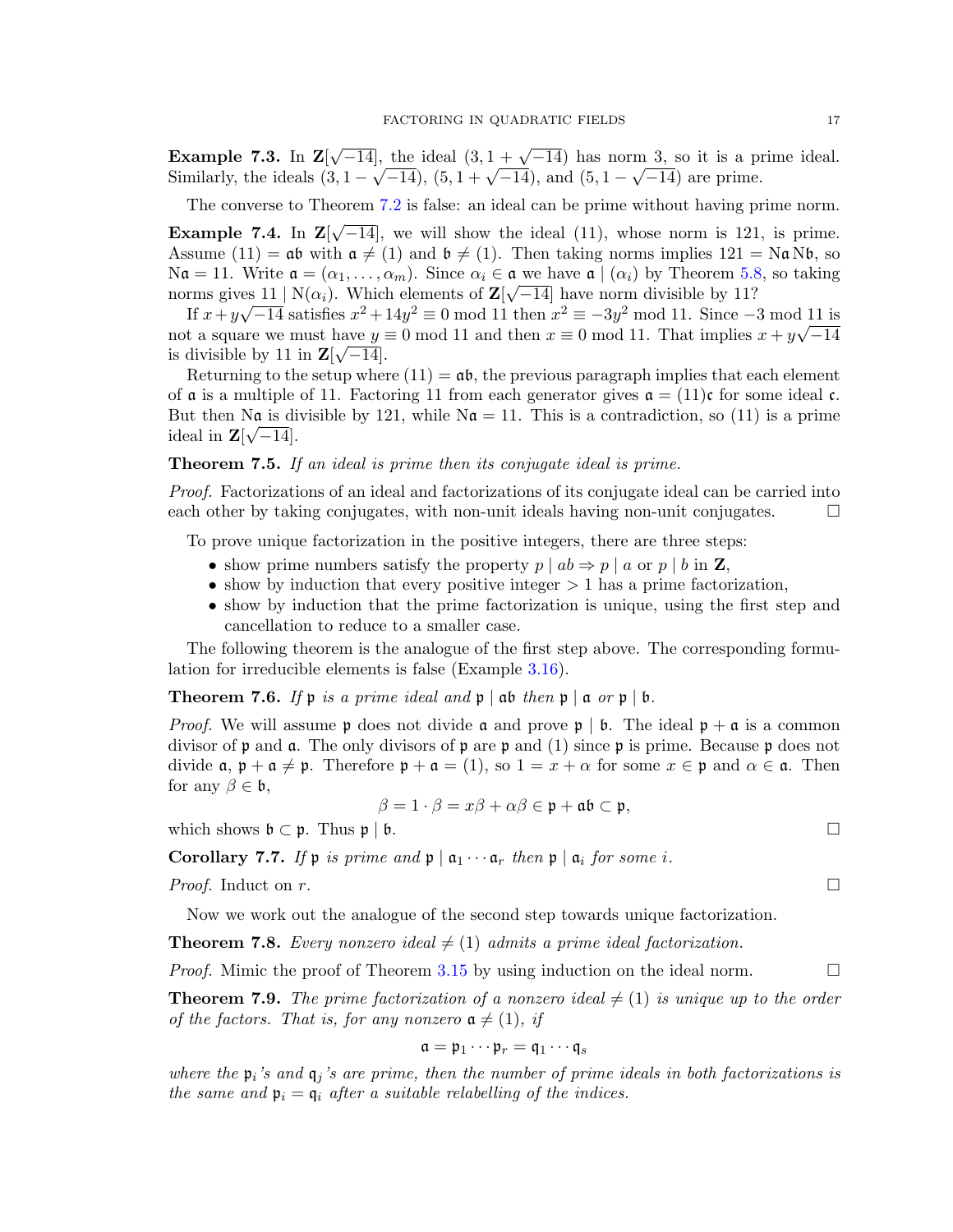**Example 7.3.** In $\mathbf{Z}[\sqrt{-14}]$, the ideal $(3, 1+\sqrt{-14})$ has norm 3, so it is a prime ideal. Similarly, the ideals $(3, 1-\sqrt{-14})$, $(5, 1+\sqrt{-14})$, and $(5, 1-\sqrt{-14})$ are prime.

The converse to Theorem 7.2 is false: an ideal can be prime without having prime norm.

**Example 7.4.** In $\mathbf{Z}[\sqrt{-14}]$, we will show the ideal $(11)$, whose norm is 121, is prime. Assume $(11) = \mathfrak{a}\mathfrak{b}$ with $\mathfrak{a} \neq (1)$ and $\mathfrak{b} \neq (1)$. Then taking norms implies $121 = \mathrm{N}\mathfrak{a}\,\mathrm{N}\mathfrak{b}$, so $\mathrm{N}\mathfrak{a} = 11$. Write $\mathfrak{a} = (\alpha_1, \ldots, \alpha_m)$. Since $\alpha_i \in \mathfrak{a}$ we have $\mathfrak{a} \mid (\alpha_i)$ by Theorem 5.8, so taking norms gives $11 \mid \mathrm{N}(\alpha_i)$. Which elements of $\mathbf{Z}[\sqrt{-14}]$ have norm divisible by 11?

If $x + y\sqrt{-14}$ satisfies $x^2 + 14y^2 \equiv 0 \bmod 11$ then $x^2 \equiv -3y^2 \bmod 11$. Since $-3 \bmod 11$ is not a square we must have $y \equiv 0 \bmod 11$ and then $x \equiv 0 \bmod 11$. That implies $x + y\sqrt{-14}$ is divisible by 11 in $\mathbf{Z}[\sqrt{-14}]$.

Returning to the setup where $(11) = \mathfrak{a}\mathfrak{b}$, the previous paragraph implies that each element of $\mathfrak{a}$ is a multiple of 11. Factoring 11 from each generator gives $\mathfrak{a} = (11)\mathfrak{c}$ for some ideal $\mathfrak{c}$. But then $\mathrm{N}\mathfrak{a}$ is divisible by 121, while $\mathrm{N}\mathfrak{a} = 11$. This is a contradiction, so $(11)$ is a prime ideal in $\mathbf{Z}[\sqrt{-14}]$.

**Theorem 7.5.** *If an ideal is prime then its conjugate ideal is prime.*

*Proof.* Factorizations of an ideal and factorizations of its conjugate ideal can be carried into each other by taking conjugates, with non-unit ideals having non-unit conjugates. □

To prove unique factorization in the positive integers, there are three steps:

- show prime numbers satisfy the property $p \mid ab \Rightarrow p \mid a$ or $p \mid b$ in $\mathbf{Z}$,
- show by induction that every positive integer $> 1$ has a prime factorization,
- show by induction that the prime factorization is unique, using the first step and cancellation to reduce to a smaller case.

The following theorem is the analogue of the first step above. The corresponding formulation for irreducible elements is false (Example 3.16).

**Theorem 7.6.** *If $\mathfrak{p}$ is a prime ideal and $\mathfrak{p} \mid \mathfrak{a}\mathfrak{b}$ then $\mathfrak{p} \mid \mathfrak{a}$ or $\mathfrak{p} \mid \mathfrak{b}$.*

*Proof.* We will assume $\mathfrak{p}$ does not divide $\mathfrak{a}$ and prove $\mathfrak{p} \mid \mathfrak{b}$. The ideal $\mathfrak{p} + \mathfrak{a}$ is a common divisor of $\mathfrak{p}$ and $\mathfrak{a}$. The only divisors of $\mathfrak{p}$ are $\mathfrak{p}$ and $(1)$ since $\mathfrak{p}$ is prime. Because $\mathfrak{p}$ does not divide $\mathfrak{a}$, $\mathfrak{p} + \mathfrak{a} \neq \mathfrak{p}$. Therefore $\mathfrak{p} + \mathfrak{a} = (1)$, so $1 = x + \alpha$ for some $x \in \mathfrak{p}$ and $\alpha \in \mathfrak{a}$. Then for any $\beta \in \mathfrak{b}$,

$$\beta = 1 \cdot \beta = x\beta + \alpha\beta \in \mathfrak{p} + \mathfrak{a}\mathfrak{b} \subset \mathfrak{p},$$

which shows $\mathfrak{b} \subset \mathfrak{p}$. Thus $\mathfrak{p} \mid \mathfrak{b}$. □

**Corollary 7.7.** *If $\mathfrak{p}$ is prime and $\mathfrak{p} \mid \mathfrak{a}_1 \cdots \mathfrak{a}_r$ then $\mathfrak{p} \mid \mathfrak{a}_i$ for some $i$.*

*Proof.* Induct on $r$. □

Now we work out the analogue of the second step towards unique factorization.

**Theorem 7.8.** *Every nonzero ideal $\neq (1)$ admits a prime ideal factorization.*

*Proof.* Mimic the proof of Theorem 3.15 by using induction on the ideal norm. □

**Theorem 7.9.** *The prime factorization of a nonzero ideal $\neq (1)$ is unique up to the order of the factors. That is, for any nonzero $\mathfrak{a} \neq (1)$, if*

$$\mathfrak{a} = \mathfrak{p}_1 \cdots \mathfrak{p}_r = \mathfrak{q}_1 \cdots \mathfrak{q}_s$$

*where the $\mathfrak{p}_i$'s and $\mathfrak{q}_j$'s are prime, then the number of prime ideals in both factorizations is the same and $\mathfrak{p}_i = \mathfrak{q}_i$ after a suitable relabelling of the indices.*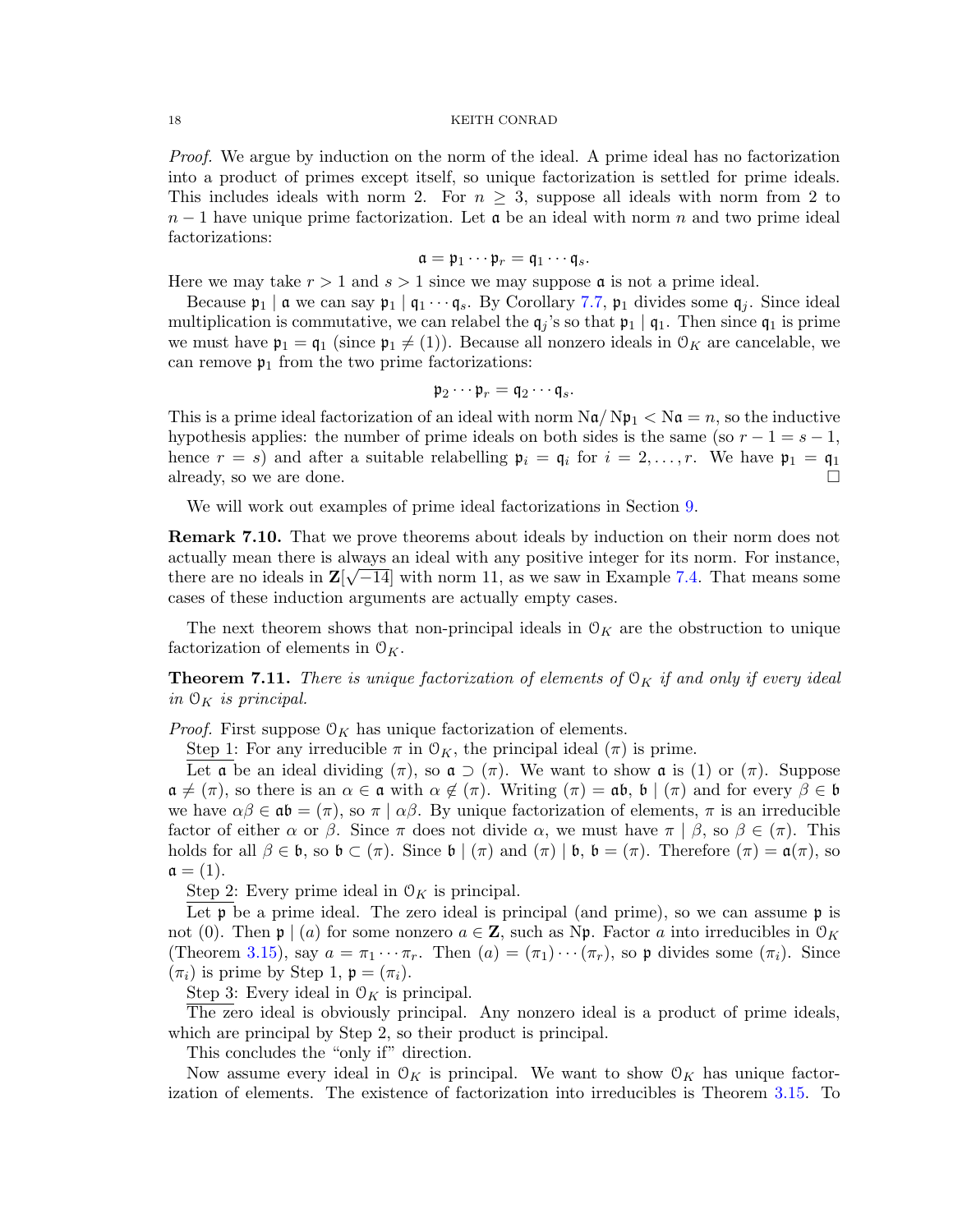*Proof.* We argue by induction on the norm of the ideal. A prime ideal has no factorization into a product of primes except itself, so unique factorization is settled for prime ideals. This includes ideals with norm 2. For $n \geq 3$, suppose all ideals with norm from 2 to $n-1$ have unique prime factorization. Let $\mathfrak{a}$ be an ideal with norm $n$ and two prime ideal factorizations:

$$\mathfrak{a} = \mathfrak{p}_1 \cdots \mathfrak{p}_r = \mathfrak{q}_1 \cdots \mathfrak{q}_s.$$

Here we may take $r > 1$ and $s > 1$ since we may suppose $\mathfrak{a}$ is not a prime ideal.

Because $\mathfrak{p}_1 \mid \mathfrak{a}$ we can say $\mathfrak{p}_1 \mid \mathfrak{q}_1 \cdots \mathfrak{q}_s$. By Corollary 7.7, $\mathfrak{p}_1$ divides some $\mathfrak{q}_j$. Since ideal multiplication is commutative, we can relabel the $\mathfrak{q}_j$'s so that $\mathfrak{p}_1 \mid \mathfrak{q}_1$. Then since $\mathfrak{q}_1$ is prime we must have $\mathfrak{p}_1 = \mathfrak{q}_1$ (since $\mathfrak{p}_1 \neq (1)$). Because all nonzero ideals in $\mathcal{O}_K$ are cancelable, we can remove $\mathfrak{p}_1$ from the two prime factorizations:

$$\mathfrak{p}_2 \cdots \mathfrak{p}_r = \mathfrak{q}_2 \cdots \mathfrak{q}_s.$$

This is a prime ideal factorization of an ideal with norm $\mathrm{N}\mathfrak{a}/\mathrm{N}\mathfrak{p}_1 < \mathrm{N}\mathfrak{a} = n$, so the inductive hypothesis applies: the number of prime ideals on both sides is the same (so $r-1 = s-1$, hence $r = s$) and after a suitable relabelling $\mathfrak{p}_i = \mathfrak{q}_i$ for $i = 2, \ldots, r$. We have $\mathfrak{p}_1 = \mathfrak{q}_1$ already, so we are done. $\square$

We will work out examples of prime ideal factorizations in Section 9.

**Remark 7.10.** That we prove theorems about ideals by induction on their norm does not actually mean there is always an ideal with any positive integer for its norm. For instance, there are no ideals in $\mathbf{Z}[\sqrt{-14}]$ with norm 11, as we saw in Example 7.4. That means some cases of these induction arguments are actually empty cases.

The next theorem shows that non-principal ideals in $\mathcal{O}_K$ are the obstruction to unique factorization of elements in $\mathcal{O}_K$.

**Theorem 7.11.** *There is unique factorization of elements of $\mathcal{O}_K$ if and only if every ideal in $\mathcal{O}_K$ is principal.*

*Proof.* First suppose $\mathcal{O}_K$ has unique factorization of elements.

Step 1: For any irreducible $\pi$ in $\mathcal{O}_K$, the principal ideal $(\pi)$ is prime.

Let $\mathfrak{a}$ be an ideal dividing $(\pi)$, so $\mathfrak{a} \supset (\pi)$. We want to show $\mathfrak{a}$ is $(1)$ or $(\pi)$. Suppose $\mathfrak{a} \neq (\pi)$, so there is an $\alpha \in \mathfrak{a}$ with $\alpha \notin (\pi)$. Writing $(\pi) = \mathfrak{a}\mathfrak{b}$, $\mathfrak{b} \mid (\pi)$ and for every $\beta \in \mathfrak{b}$ we have $\alpha\beta \in \mathfrak{a}\mathfrak{b} = (\pi)$, so $\pi \mid \alpha\beta$. By unique factorization of elements, $\pi$ is an irreducible factor of either $\alpha$ or $\beta$. Since $\pi$ does not divide $\alpha$, we must have $\pi \mid \beta$, so $\beta \in (\pi)$. This holds for all $\beta \in \mathfrak{b}$, so $\mathfrak{b} \subset (\pi)$. Since $\mathfrak{b} \mid (\pi)$ and $(\pi) \mid \mathfrak{b}$, $\mathfrak{b} = (\pi)$. Therefore $(\pi) = \mathfrak{a}(\pi)$, so $\mathfrak{a} = (1)$.

Step 2: Every prime ideal in $\mathcal{O}_K$ is principal.

Let $\mathfrak{p}$ be a prime ideal. The zero ideal is principal (and prime), so we can assume $\mathfrak{p}$ is not $(0)$. Then $\mathfrak{p} \mid (a)$ for some nonzero $a \in \mathbf{Z}$, such as $\mathrm{N}\mathfrak{p}$. Factor $a$ into irreducibles in $\mathcal{O}_K$ (Theorem 3.15), say $a = \pi_1 \cdots \pi_r$. Then $(a) = (\pi_1) \cdots (\pi_r)$, so $\mathfrak{p}$ divides some $(\pi_i)$. Since $(\pi_i)$ is prime by Step 1, $\mathfrak{p} = (\pi_i)$.

Step 3: Every ideal in $\mathcal{O}_K$ is principal.

The zero ideal is obviously principal. Any nonzero ideal is a product of prime ideals, which are principal by Step 2, so their product is principal.

This concludes the "only if" direction.

Now assume every ideal in $\mathcal{O}_K$ is principal. We want to show $\mathcal{O}_K$ has unique factorization of elements. The existence of factorization into irreducibles is Theorem 3.15. To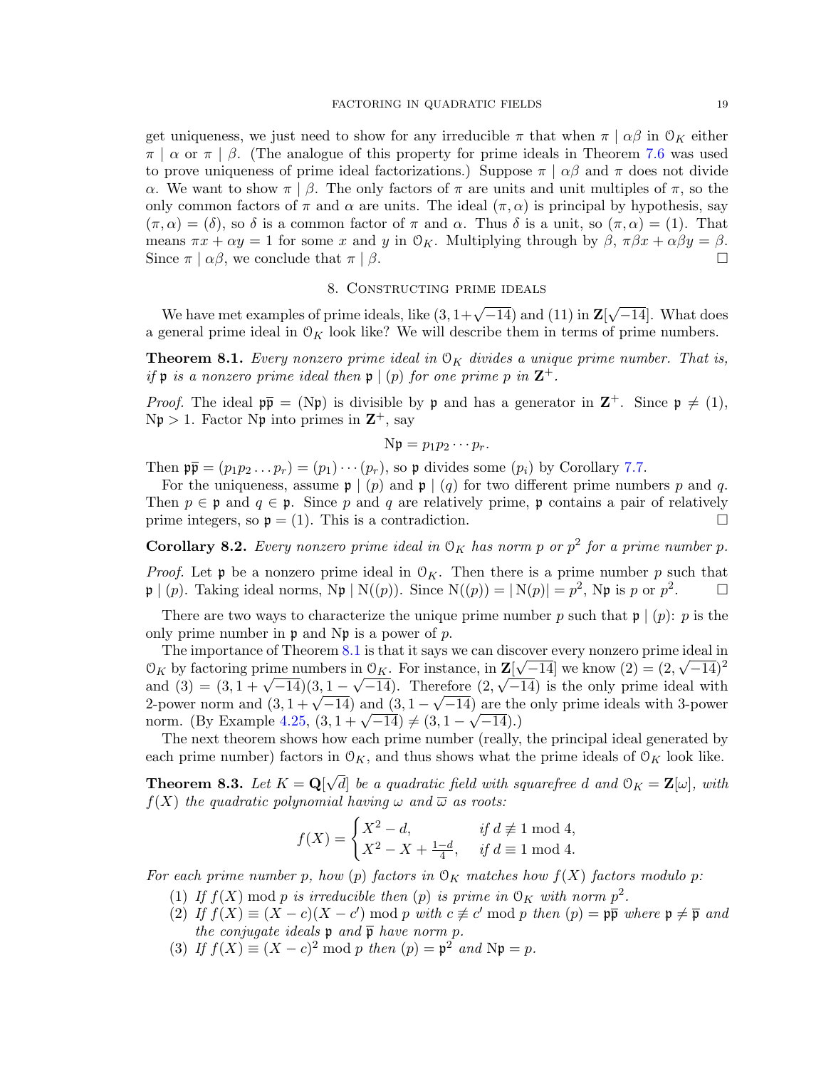get uniqueness, we just need to show for any irreducible $\pi$ that when $\pi \mid \alpha\beta$ in $\mathcal{O}_K$ either $\pi \mid \alpha$ or $\pi \mid \beta$. (The analogue of this property for prime ideals in Theorem 7.6 was used to prove uniqueness of prime ideal factorizations.) Suppose $\pi \mid \alpha\beta$ and $\pi$ does not divide $\alpha$. We want to show $\pi \mid \beta$. The only factors of $\pi$ are units and unit multiples of $\pi$, so the only common factors of $\pi$ and $\alpha$ are units. The ideal $(\pi, \alpha)$ is principal by hypothesis, say $(\pi, \alpha) = (\delta)$, so $\delta$ is a common factor of $\pi$ and $\alpha$. Thus $\delta$ is a unit, so $(\pi, \alpha) = (1)$. That means $\pi x + \alpha y = 1$ for some $x$ and $y$ in $\mathcal{O}_K$. Multiplying through by $\beta$, $\pi\beta x + \alpha\beta y = \beta$. Since $\pi \mid \alpha\beta$, we conclude that $\pi \mid \beta$. □

## 8. Constructing prime ideals

We have met examples of prime ideals, like $(3, 1+\sqrt{-14})$ and $(11)$ in $\mathbf{Z}[\sqrt{-14}]$. What does a general prime ideal in $\mathcal{O}_K$ look like? We will describe them in terms of prime numbers.

**Theorem 8.1.** *Every nonzero prime ideal in $\mathcal{O}_K$ divides a unique prime number. That is, if $\mathfrak{p}$ is a nonzero prime ideal then $\mathfrak{p} \mid (p)$ for one prime $p$ in $\mathbf{Z}^+$.*

*Proof.* The ideal $\mathfrak{p}\overline{\mathfrak{p}} = (\mathrm{N}\mathfrak{p})$ is divisible by $\mathfrak{p}$ and has a generator in $\mathbf{Z}^+$. Since $\mathfrak{p} \neq (1)$, $\mathrm{N}\mathfrak{p} > 1$. Factor $\mathrm{N}\mathfrak{p}$ into primes in $\mathbf{Z}^+$, say

$$\mathrm{N}\mathfrak{p} = p_1 p_2 \cdots p_r.$$

Then $\mathfrak{p}\overline{\mathfrak{p}} = (p_1 p_2 \dots p_r) = (p_1) \cdots (p_r)$, so $\mathfrak{p}$ divides some $(p_i)$ by Corollary 7.7.

For the uniqueness, assume $\mathfrak{p} \mid (p)$ and $\mathfrak{p} \mid (q)$ for two different prime numbers $p$ and $q$. Then $p \in \mathfrak{p}$ and $q \in \mathfrak{p}$. Since $p$ and $q$ are relatively prime, $\mathfrak{p}$ contains a pair of relatively prime integers, so $\mathfrak{p} = (1)$. This is a contradiction. □

**Corollary 8.2.** *Every nonzero prime ideal in $\mathcal{O}_K$ has norm $p$ or $p^2$ for a prime number $p$.*

*Proof.* Let $\mathfrak{p}$ be a nonzero prime ideal in $\mathcal{O}_K$. Then there is a prime number $p$ such that $\mathfrak{p} \mid (p)$. Taking ideal norms, $\mathrm{N}\mathfrak{p} \mid \mathrm{N}((p))$. Since $\mathrm{N}((p)) = |\,\mathrm{N}(p)| = p^2$, $\mathrm{N}\mathfrak{p}$ is $p$ or $p^2$. □

There are two ways to characterize the unique prime number $p$ such that $\mathfrak{p} \mid (p)$: $p$ is the only prime number in $\mathfrak{p}$ and $\mathrm{N}\mathfrak{p}$ is a power of $p$.

The importance of Theorem 8.1 is that it says we can discover every nonzero prime ideal in $\mathcal{O}_K$ by factoring prime numbers in $\mathcal{O}_K$. For instance, in $\mathbf{Z}[\sqrt{-14}]$ we know $(2) = (2, \sqrt{-14})^2$ and $(3) = (3, 1+\sqrt{-14})(3, 1-\sqrt{-14})$. Therefore $(2, \sqrt{-14})$ is the only prime ideal with 2-power norm and $(3, 1+\sqrt{-14})$ and $(3, 1-\sqrt{-14})$ are the only prime ideals with 3-power norm. (By Example 4.25, $(3, 1+\sqrt{-14}) \neq (3, 1-\sqrt{-14})$.)

The next theorem shows how each prime number (really, the principal ideal generated by each prime number) factors in $\mathcal{O}_K$, and thus shows what the prime ideals of $\mathcal{O}_K$ look like.

**Theorem 8.3.** *Let $K = \mathbf{Q}[\sqrt{d}]$ be a quadratic field with squarefree $d$ and $\mathcal{O}_K = \mathbf{Z}[\omega]$, with $f(X)$ the quadratic polynomial having $\omega$ and $\overline{\omega}$ as roots:*

$$f(X) = \begin{cases} X^2 - d, & \text{if } d \not\equiv 1 \bmod 4, \\ X^2 - X + \frac{1-d}{4}, & \text{if } d \equiv 1 \bmod 4. \end{cases}$$

*For each prime number $p$, how $(p)$ factors in $\mathcal{O}_K$ matches how $f(X)$ factors modulo $p$:*

1. *If $f(X) \bmod p$ is irreducible then $(p)$ is prime in $\mathcal{O}_K$ with norm $p^2$.*
2. *If $f(X) \equiv (X-c)(X-c') \bmod p$ with $c \not\equiv c' \bmod p$ then $(p) = \mathfrak{p}\overline{\mathfrak{p}}$ where $\mathfrak{p} \neq \overline{\mathfrak{p}}$ and the conjugate ideals $\mathfrak{p}$ and $\overline{\mathfrak{p}}$ have norm $p$.*
3. *If $f(X) \equiv (X-c)^2 \bmod p$ then $(p) = \mathfrak{p}^2$ and $\mathrm{N}\mathfrak{p} = p$.*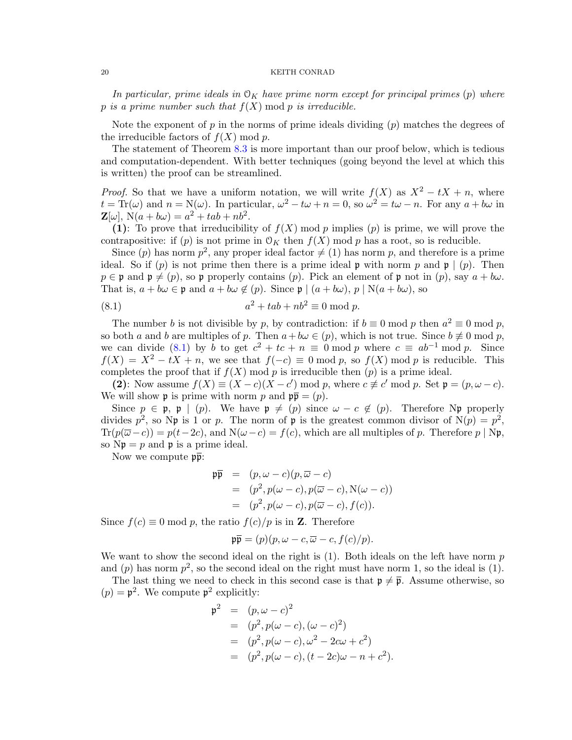*In particular, prime ideals in $\mathcal{O}_K$ have prime norm except for principal primes $(p)$ where $p$ is a prime number such that $f(X) \bmod p$ is irreducible.*

Note the exponent of $p$ in the norms of prime ideals dividing $(p)$ matches the degrees of the irreducible factors of $f(X) \bmod p$.

The statement of Theorem 8.3 is more important than our proof below, which is tedious and computation-dependent. With better techniques (going beyond the level at which this is written) the proof can be streamlined.

*Proof.* So that we have a uniform notation, we will write $f(X)$ as $X^2 - tX + n$, where $t = \mathrm{Tr}(\omega)$ and $n = \mathrm{N}(\omega)$. In particular, $\omega^2 - t\omega + n = 0$, so $\omega^2 = t\omega - n$. For any $a + b\omega$ in $\mathbf{Z}[\omega]$, $\mathrm{N}(a + b\omega) = a^2 + tab + nb^2$.

**(1)**: To prove that irreducibility of $f(X) \bmod p$ implies $(p)$ is prime, we will prove the contrapositive: if $(p)$ is not prime in $\mathcal{O}_K$ then $f(X) \bmod p$ has a root, so is reducible.

Since $(p)$ has norm $p^2$, any proper ideal factor $\neq (1)$ has norm $p$, and therefore is a prime ideal. So if $(p)$ is not prime then there is a prime ideal $\mathfrak{p}$ with norm $p$ and $\mathfrak{p} \mid (p)$. Then $p \in \mathfrak{p}$ and $\mathfrak{p} \neq (p)$, so $\mathfrak{p}$ properly contains $(p)$. Pick an element of $\mathfrak{p}$ not in $(p)$, say $a + b\omega$. That is, $a + b\omega \in \mathfrak{p}$ and $a + b\omega \notin (p)$. Since $\mathfrak{p} \mid (a + b\omega)$, $p \mid \mathrm{N}(a + b\omega)$, so

$$a^2 + tab + nb^2 \equiv 0 \bmod p. \tag{8.1}$$

The number $b$ is not divisible by $p$, by contradiction: if $b \equiv 0 \bmod p$ then $a^2 \equiv 0 \bmod p$, so both $a$ and $b$ are multiples of $p$. Then $a + b\omega \in (p)$, which is not true. Since $b \not\equiv 0 \bmod p$, we can divide (8.1) by $b$ to get $c^2 + tc + n \equiv 0 \bmod p$ where $c \equiv ab^{-1} \bmod p$. Since $f(X) = X^2 - tX + n$, we see that $f(-c) \equiv 0 \bmod p$, so $f(X) \bmod p$ is reducible. This completes the proof that if $f(X) \bmod p$ is irreducible then $(p)$ is a prime ideal.

**(2)**: Now assume $f(X) \equiv (X - c)(X - c') \bmod p$, where $c \not\equiv c' \bmod p$. Set $\mathfrak{p} = (p, \omega - c)$. We will show $\mathfrak{p}$ is prime with norm $p$ and $\mathfrak{p}\overline{\mathfrak{p}} = (p)$.

Since $p \in \mathfrak{p}$, $\mathfrak{p} \mid (p)$. We have $\mathfrak{p} \neq (p)$ since $\omega - c \notin (p)$. Therefore $\mathrm{N}\mathfrak{p}$ properly divides $p^2$, so $\mathrm{N}\mathfrak{p}$ is 1 or $p$. The norm of $\mathfrak{p}$ is the greatest common divisor of $\mathrm{N}(p) = p^2$, $\mathrm{Tr}(p(\overline{\omega} - c)) = p(t - 2c)$, and $\mathrm{N}(\omega - c) = f(c)$, which are all multiples of $p$. Therefore $p \mid \mathrm{N}\mathfrak{p}$, so $\mathrm{N}\mathfrak{p} = p$ and $\mathfrak{p}$ is a prime ideal.

Now we compute $\mathfrak{p}\overline{\mathfrak{p}}$:

$$\begin{aligned}
\mathfrak{p}\overline{\mathfrak{p}} &= (p, \omega - c)(p, \overline{\omega} - c) \\
&= (p^2, p(\omega - c), p(\overline{\omega} - c), \mathrm{N}(\omega - c)) \\
&= (p^2, p(\omega - c), p(\overline{\omega} - c), f(c)).
\end{aligned}$$

Since $f(c) \equiv 0 \bmod p$, the ratio $f(c)/p$ is in $\mathbf{Z}$. Therefore

$$\mathfrak{p}\overline{\mathfrak{p}} = (p)(p, \omega - c, \overline{\omega} - c, f(c)/p).$$

We want to show the second ideal on the right is $(1)$. Both ideals on the left have norm $p$ and $(p)$ has norm $p^2$, so the second ideal on the right must have norm 1, so the ideal is $(1)$.

The last thing we need to check in this second case is that $\mathfrak{p} \neq \overline{\mathfrak{p}}$. Assume otherwise, so $(p) = \mathfrak{p}^2$. We compute $\mathfrak{p}^2$ explicitly:

$$\begin{aligned}
\mathfrak{p}^2 &= (p, \omega - c)^2 \\
&= (p^2, p(\omega - c), (\omega - c)^2) \\
&= (p^2, p(\omega - c), \omega^2 - 2c\omega + c^2) \\
&= (p^2, p(\omega - c), (t - 2c)\omega - n + c^2).
\end{aligned}$$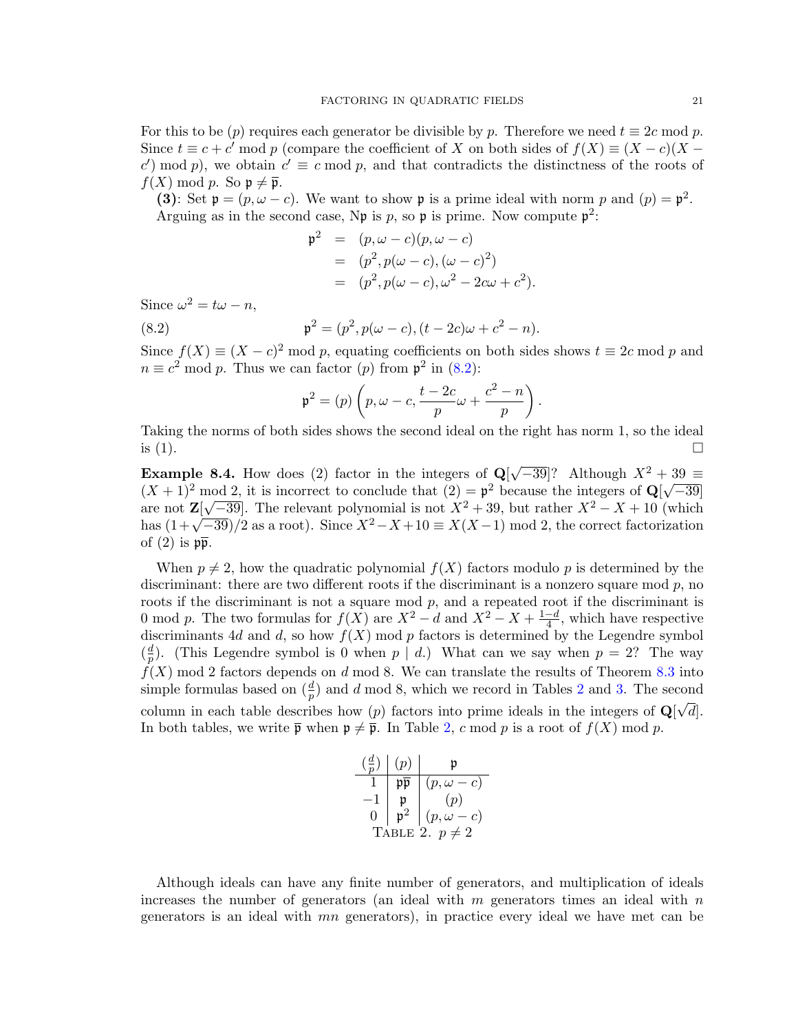For this to be $(p)$ requires each generator be divisible by $p$. Therefore we need $t \equiv 2c \bmod p$. Since $t \equiv c + c' \bmod p$ (compare the coefficient of $X$ on both sides of $f(X) \equiv (X-c)(X-c') \bmod p$), we obtain $c' \equiv c \bmod p$, and that contradicts the distinctness of the roots of $f(X) \bmod p$. So $\mathfrak{p} \neq \overline{\mathfrak{p}}$.

**(3)**: Set $\mathfrak{p} = (p, \omega - c)$. We want to show $\mathfrak{p}$ is a prime ideal with norm $p$ and $(p) = \mathfrak{p}^2$.

Arguing as in the second case, $\mathrm{N}\mathfrak{p}$ is $p$, so $\mathfrak{p}$ is prime. Now compute $\mathfrak{p}^2$:

$$\begin{aligned}\mathfrak{p}^2 &= (p, \omega - c)(p, \omega - c) \\ &= (p^2, p(\omega - c), (\omega - c)^2) \\ &= (p^2, p(\omega - c), \omega^2 - 2c\omega + c^2).\end{aligned}$$

Since $\omega^2 = t\omega - n$,

$$\mathfrak{p}^2 = (p^2, p(\omega - c), (t - 2c)\omega + c^2 - n). \tag{8.2}$$

Since $f(X) \equiv (X-c)^2 \bmod p$, equating coefficients on both sides shows $t \equiv 2c \bmod p$ and $n \equiv c^2 \bmod p$. Thus we can factor $(p)$ from $\mathfrak{p}^2$ in (8.2):

$$\mathfrak{p}^2 = (p)\left(p, \omega - c, \frac{t-2c}{p}\omega + \frac{c^2 - n}{p}\right).$$

Taking the norms of both sides shows the second ideal on the right has norm 1, so the ideal is (1). $\square$

**Example 8.4.** How does (2) factor in the integers of $\mathbf{Q}[\sqrt{-39}]$? Although $X^2 + 39 \equiv (X+1)^2 \bmod 2$, it is incorrect to conclude that $(2) = \mathfrak{p}^2$ because the integers of $\mathbf{Q}[\sqrt{-39}]$ are not $\mathbf{Z}[\sqrt{-39}]$. The relevant polynomial is not $X^2 + 39$, but rather $X^2 - X + 10$ (which has $(1+\sqrt{-39})/2$ as a root). Since $X^2 - X + 10 \equiv X(X-1) \bmod 2$, the correct factorization of (2) is $\mathfrak{p}\overline{\mathfrak{p}}$.

When $p \neq 2$, how the quadratic polynomial $f(X)$ factors modulo $p$ is determined by the discriminant: there are two different roots if the discriminant is a nonzero square mod $p$, no roots if the discriminant is not a square mod $p$, and a repeated root if the discriminant is 0 mod $p$. The two formulas for $f(X)$ are $X^2 - d$ and $X^2 - X + \frac{1-d}{4}$, which have respective discriminants $4d$ and $d$, so how $f(X) \bmod p$ factors is determined by the Legendre symbol $(\frac{d}{p})$. (This Legendre symbol is 0 when $p \mid d$.) What can we say when $p = 2$? The way $f(X) \bmod 2$ factors depends on $d \bmod 8$. We can translate the results of Theorem 8.3 into simple formulas based on $(\frac{d}{p})$ and $d \bmod 8$, which we record in Tables 2 and 3. The second column in each table describes how $(p)$ factors into prime ideals in the integers of $\mathbf{Q}[\sqrt{d}]$. In both tables, we write $\overline{\mathfrak{p}}$ when $\mathfrak{p} \neq \overline{\mathfrak{p}}$. In Table 2, $c \bmod p$ is a root of $f(X) \bmod p$.

| $(\frac{d}{p})$ | $(p)$ | $\mathfrak{p}$ |
|---|---|---|
| 1 | $\mathfrak{p}\overline{\mathfrak{p}}$ | $(p, \omega - c)$ |
| $-1$ | $\mathfrak{p}$ | $(p)$ |
| 0 | $\mathfrak{p}^2$ | $(p, \omega - c)$ |

TABLE 2. $p \neq 2$

Although ideals can have any finite number of generators, and multiplication of ideals increases the number of generators (an ideal with $m$ generators times an ideal with $n$ generators is an ideal with $mn$ generators), in practice every ideal we have met can be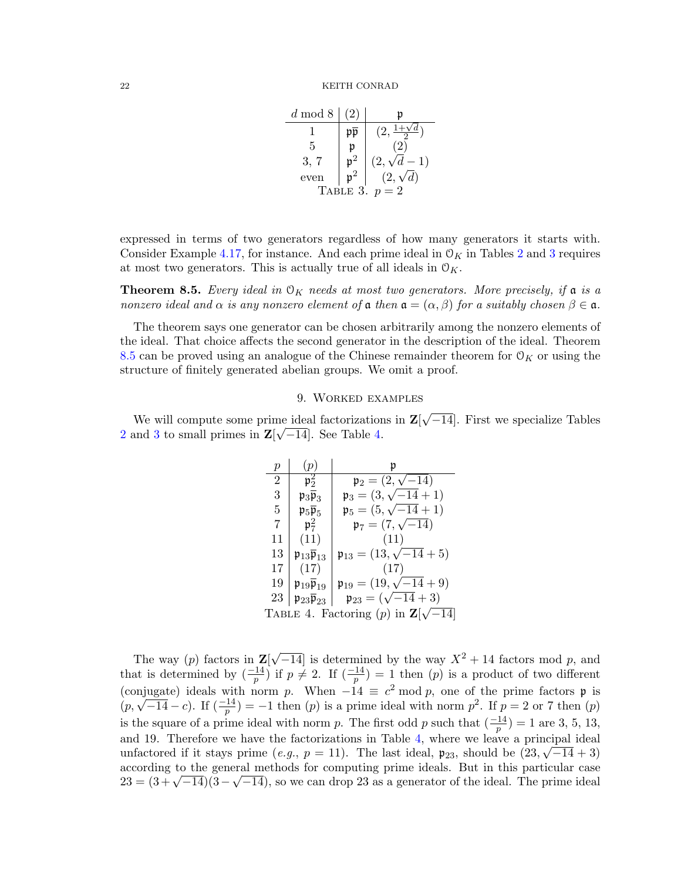| $d \bmod 8$ | $(2)$ | $\mathfrak{p}$ |
|---|---|---|
| 1 | $\mathfrak{p}\overline{\mathfrak{p}}$ | $(2, \frac{1+\sqrt{d}}{2})$ |
| 5 | $\mathfrak{p}$ | $(2)$ |
| 3, 7 | $\mathfrak{p}^2$ | $(2, \sqrt{d}-1)$ |
| even | $\mathfrak{p}^2$ | $(2, \sqrt{d})$ |

Table 3. $p = 2$

expressed in terms of two generators regardless of how many generators it starts with. Consider Example 4.17, for instance. And each prime ideal in $\mathcal{O}_K$ in Tables 2 and 3 requires at most two generators. This is actually true of all ideals in $\mathcal{O}_K$.

**Theorem 8.5.** *Every ideal in $\mathcal{O}_K$ needs at most two generators. More precisely, if $\mathfrak{a}$ is a nonzero ideal and $\alpha$ is any nonzero element of $\mathfrak{a}$ then $\mathfrak{a} = (\alpha, \beta)$ for a suitably chosen $\beta \in \mathfrak{a}$.*

The theorem says one generator can be chosen arbitrarily among the nonzero elements of the ideal. That choice affects the second generator in the description of the ideal. Theorem 8.5 can be proved using an analogue of the Chinese remainder theorem for $\mathcal{O}_K$ or using the structure of finitely generated abelian groups. We omit a proof.

## 9. Worked examples

We will compute some prime ideal factorizations in $\mathbf{Z}[\sqrt{-14}]$. First we specialize Tables 2 and 3 to small primes in $\mathbf{Z}[\sqrt{-14}]$. See Table 4.

| $p$ | $(p)$ | $\mathfrak{p}$ |
|---|---|---|
| 2 | $\mathfrak{p}_2^2$ | $\mathfrak{p}_2 = (2, \sqrt{-14})$ |
| 3 | $\mathfrak{p}_3\overline{\mathfrak{p}}_3$ | $\mathfrak{p}_3 = (3, \sqrt{-14}+1)$ |
| 5 | $\mathfrak{p}_5\overline{\mathfrak{p}}_5$ | $\mathfrak{p}_5 = (5, \sqrt{-14}+1)$ |
| 7 | $\mathfrak{p}_7^2$ | $\mathfrak{p}_7 = (7, \sqrt{-14})$ |
| 11 | $(11)$ | $(11)$ |
| 13 | $\mathfrak{p}_{13}\overline{\mathfrak{p}}_{13}$ | $\mathfrak{p}_{13} = (13, \sqrt{-14}+5)$ |
| 17 | $(17)$ | $(17)$ |
| 19 | $\mathfrak{p}_{19}\overline{\mathfrak{p}}_{19}$ | $\mathfrak{p}_{19} = (19, \sqrt{-14}+9)$ |
| 23 | $\mathfrak{p}_{23}\overline{\mathfrak{p}}_{23}$ | $\mathfrak{p}_{23} = (\sqrt{-14}+3)$ |

Table 4. Factoring $(p)$ in $\mathbf{Z}[\sqrt{-14}]$

The way $(p)$ factors in $\mathbf{Z}[\sqrt{-14}]$ is determined by the way $X^2 + 14$ factors mod $p$, and that is determined by $(\frac{-14}{p})$ if $p \neq 2$. If $(\frac{-14}{p}) = 1$ then $(p)$ is a product of two different (conjugate) ideals with norm $p$. When $-14 \equiv c^2 \bmod p$, one of the prime factors $\mathfrak{p}$ is $(p, \sqrt{-14} - c)$. If $(\frac{-14}{p}) = -1$ then $(p)$ is a prime ideal with norm $p^2$. If $p = 2$ or 7 then $(p)$ is the square of a prime ideal with norm $p$. The first odd $p$ such that $(\frac{-14}{p}) = 1$ are 3, 5, 13, and 19. Therefore we have the factorizations in Table 4, where we leave a principal ideal unfactored if it stays prime (*e.g.*, $p = 11$). The last ideal, $\mathfrak{p}_{23}$, should be $(23, \sqrt{-14}+3)$ according to the general methods for computing prime ideals. But in this particular case $23 = (3+\sqrt{-14})(3-\sqrt{-14})$, so we can drop 23 as a generator of the ideal. The prime ideal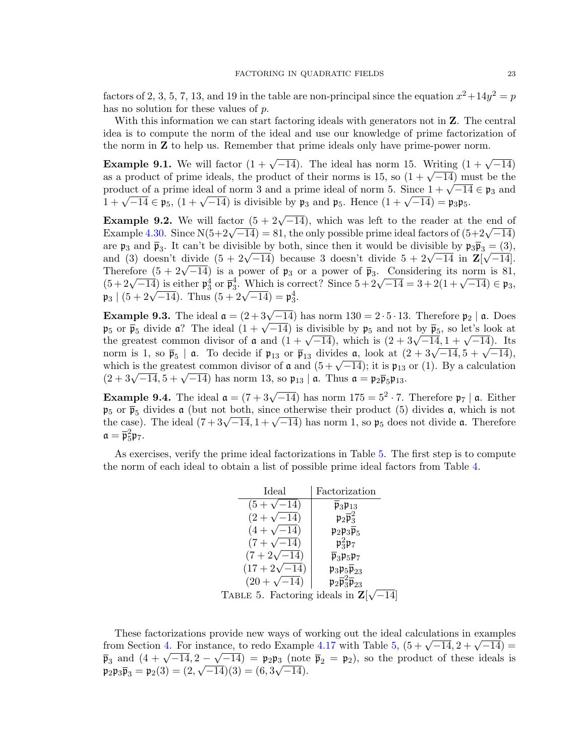factors of 2, 3, 5, 7, 13, and 19 in the table are non-principal since the equation $x^2+14y^2 = p$ has no solution for these values of $p$.

With this information we can start factoring ideals with generators not in $\mathbf{Z}$. The central idea is to compute the norm of the ideal and use our knowledge of prime factorization of the norm in $\mathbf{Z}$ to help us. Remember that prime ideals only have prime-power norm.

**Example 9.1.** We will factor $(1+\sqrt{-14})$. The ideal has norm 15. Writing $(1+\sqrt{-14})$ as a product of prime ideals, the product of their norms is 15, so $(1+\sqrt{-14})$ must be the product of a prime ideal of norm 3 and a prime ideal of norm 5. Since $1+\sqrt{-14} \in \mathfrak{p}_3$ and $1+\sqrt{-14} \in \mathfrak{p}_5$, $(1+\sqrt{-14})$ is divisible by $\mathfrak{p}_3$ and $\mathfrak{p}_5$. Hence $(1+\sqrt{-14}) = \mathfrak{p}_3\mathfrak{p}_5$.

**Example 9.2.** We will factor $(5+2\sqrt{-14})$, which was left to the reader at the end of Example 4.30. Since $\mathrm{N}(5+2\sqrt{-14}) = 81$, the only possible prime ideal factors of $(5+2\sqrt{-14})$ are $\mathfrak{p}_3$ and $\overline{\mathfrak{p}}_3$. It can't be divisible by both, since then it would be divisible by $\mathfrak{p}_3\overline{\mathfrak{p}}_3 = (3)$, and (3) doesn't divide $(5+2\sqrt{-14})$ because 3 doesn't divide $5+2\sqrt{-14}$ in $\mathbf{Z}[\sqrt{-14}]$. Therefore $(5+2\sqrt{-14})$ is a power of $\mathfrak{p}_3$ or a power of $\overline{\mathfrak{p}}_3$. Considering its norm is 81, $(5+2\sqrt{-14})$ is either $\mathfrak{p}_3^4$ or $\overline{\mathfrak{p}}_3^4$. Which is correct? Since $5+2\sqrt{-14} = 3+2(1+\sqrt{-14}) \in \mathfrak{p}_3$, $\mathfrak{p}_3 \mid (5+2\sqrt{-14})$. Thus $(5+2\sqrt{-14}) = \mathfrak{p}_3^4$.

**Example 9.3.** The ideal $\mathfrak{a} = (2+3\sqrt{-14})$ has norm $130 = 2\cdot 5\cdot 13$. Therefore $\mathfrak{p}_2 \mid \mathfrak{a}$. Does $\mathfrak{p}_5$ or $\overline{\mathfrak{p}}_5$ divide $\mathfrak{a}$? The ideal $(1+\sqrt{-14})$ is divisible by $\mathfrak{p}_5$ and not by $\overline{\mathfrak{p}}_5$, so let's look at the greatest common divisor of $\mathfrak{a}$ and $(1+\sqrt{-14})$, which is $(2+3\sqrt{-14}, 1+\sqrt{-14})$. Its norm is 1, so $\overline{\mathfrak{p}}_5 \mid \mathfrak{a}$. To decide if $\mathfrak{p}_{13}$ or $\overline{\mathfrak{p}}_{13}$ divides $\mathfrak{a}$, look at $(2+3\sqrt{-14}, 5+\sqrt{-14})$, which is the greatest common divisor of $\mathfrak{a}$ and $(5+\sqrt{-14})$; it is $\mathfrak{p}_{13}$ or (1). By a calculation $(2+3\sqrt{-14}, 5+\sqrt{-14})$ has norm 13, so $\mathfrak{p}_{13} \mid \mathfrak{a}$. Thus $\mathfrak{a} = \mathfrak{p}_2\overline{\mathfrak{p}}_5\mathfrak{p}_{13}$.

**Example 9.4.** The ideal $\mathfrak{a} = (7+3\sqrt{-14})$ has norm $175 = 5^2\cdot 7$. Therefore $\mathfrak{p}_7 \mid \mathfrak{a}$. Either $\mathfrak{p}_5$ or $\overline{\mathfrak{p}}_5$ divides $\mathfrak{a}$ (but not both, since otherwise their product (5) divides $\mathfrak{a}$, which is not the case). The ideal $(7+3\sqrt{-14}, 1+\sqrt{-14})$ has norm 1, so $\mathfrak{p}_5$ does not divide $\mathfrak{a}$. Therefore $\mathfrak{a} = \overline{\mathfrak{p}}_5^2\mathfrak{p}_7$.

As exercises, verify the prime ideal factorizations in Table 5. The first step is to compute the norm of each ideal to obtain a list of possible prime ideal factors from Table 4.

| Ideal | Factorization |
|---|---|
| $(5+\sqrt{-14})$ | $\overline{\mathfrak{p}}_3\mathfrak{p}_{13}$ |
| $(2+\sqrt{-14})$ | $\mathfrak{p}_2\overline{\mathfrak{p}}_3^2$ |
| $(4+\sqrt{-14})$ | $\mathfrak{p}_2\mathfrak{p}_3\overline{\mathfrak{p}}_5$ |
| $(7+\sqrt{-14})$ | $\mathfrak{p}_3^2\mathfrak{p}_7$ |
| $(7+2\sqrt{-14})$ | $\overline{\mathfrak{p}}_3\mathfrak{p}_5\mathfrak{p}_7$ |
| $(17+2\sqrt{-14})$ | $\mathfrak{p}_3\mathfrak{p}_5\overline{\mathfrak{p}}_{23}$ |
| $(20+\sqrt{-14})$ | $\mathfrak{p}_2\overline{\mathfrak{p}}_3^2\overline{\mathfrak{p}}_{23}$ |

Table 5. Factoring ideals in $\mathbf{Z}[\sqrt{-14}]$

These factorizations provide new ways of working out the ideal calculations in examples from Section 4. For instance, to redo Example 4.17 with Table 5, $(5+\sqrt{-14}, 2+\sqrt{-14}) = \overline{\mathfrak{p}}_3$ and $(4+\sqrt{-14}, 2-\sqrt{-14}) = \mathfrak{p}_2\mathfrak{p}_3$ (note $\overline{\mathfrak{p}}_2 = \mathfrak{p}_2$), so the product of these ideals is $\mathfrak{p}_2\mathfrak{p}_3\overline{\mathfrak{p}}_3 = \mathfrak{p}_2(3) = (2,\sqrt{-14})(3) = (6, 3\sqrt{-14})$.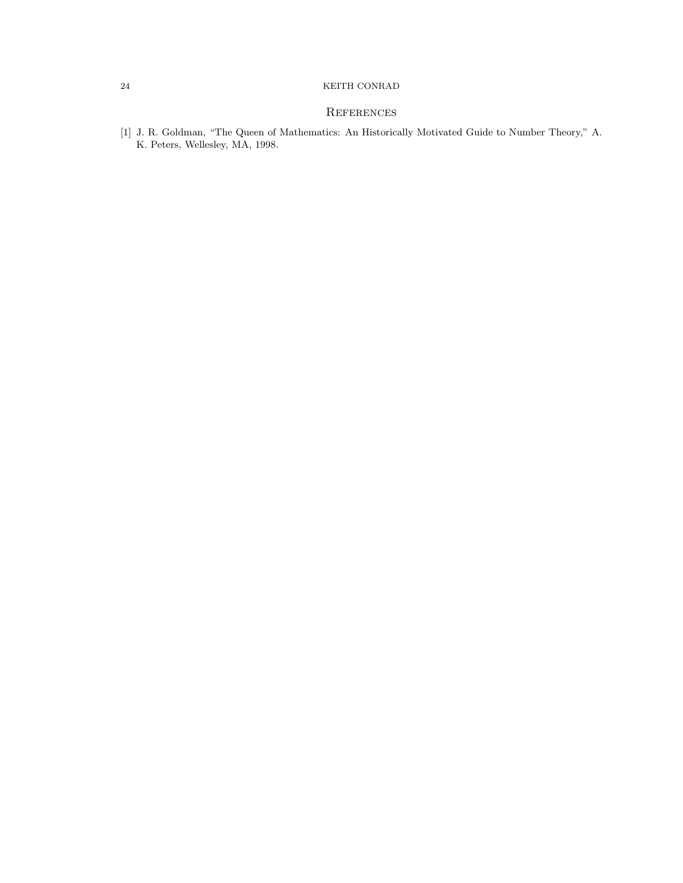## References

[1] J. R. Goldman, "The Queen of Mathematics: An Historically Motivated Guide to Number Theory," A. K. Peters, Wellesley, MA, 1998.